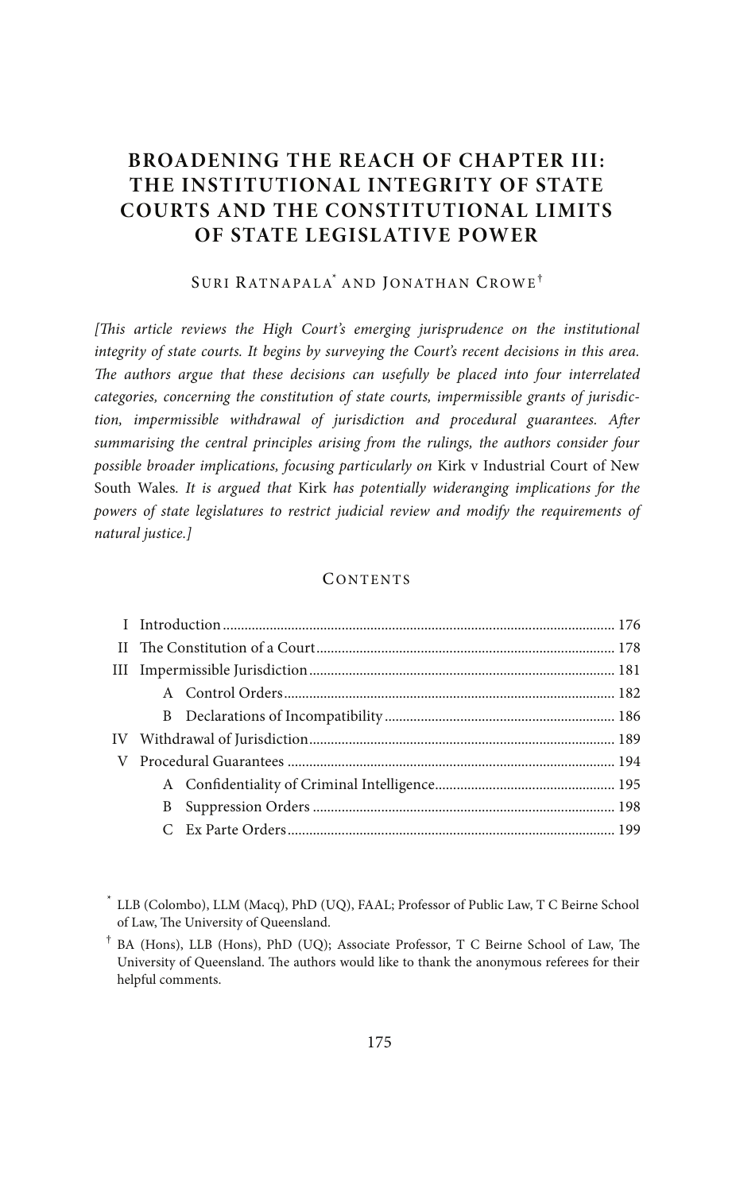# BROADENING THE REACH OF CHAPTER III: THE INSTITUTIONAL INTEGRITY OF STATE COURTS AND THE CONSTITUTIONAL LIMITS OF STATE LEGISLATIVE POWER

SURI RATNAPALA[*] AND JONATHAN CROWE[†]

*[This article reviews the High Court's emerging jurisprudence on the institutional integrity of state courts. It begins by surveying the Court's recent decisions in this area. The authors argue that these decisions can usefully be placed into four interrelated categories, concerning the constitution of state courts, impermissible grants of jurisdiction, impermissible withdrawal of jurisdiction and procedural guarantees. After summarising the central principles arising from the rulings, the authors consider four possible broader implications, focusing particularly on* Kirk v Industrial Court of New South Wales*. It is argued that* Kirk *has potentially wideranging implications for the powers of state legislatures to restrict judicial review and modify the requirements of natural justice.]*

## CONTENTS

- I Introduction ..... 176
- II The Constitution of a Court ..... 178
- III Impermissible Jurisdiction ..... 181
  - A Control Orders ..... 182
  - B Declarations of Incompatibility ..... 186
- IV Withdrawal of Jurisdiction ..... 189
- V Procedural Guarantees ..... 194
  - A Confidentiality of Criminal Intelligence ..... 195
  - B Suppression Orders ..... 198
  - C Ex Parte Orders ..... 199

[*] LLB (Colombo), LLM (Macq), PhD (UQ), FAAL; Professor of Public Law, T C Beirne School of Law, The University of Queensland.

[†] BA (Hons), LLB (Hons), PhD (UQ); Associate Professor, T C Beirne School of Law, The University of Queensland. The authors would like to thank the anonymous referees for their helpful comments.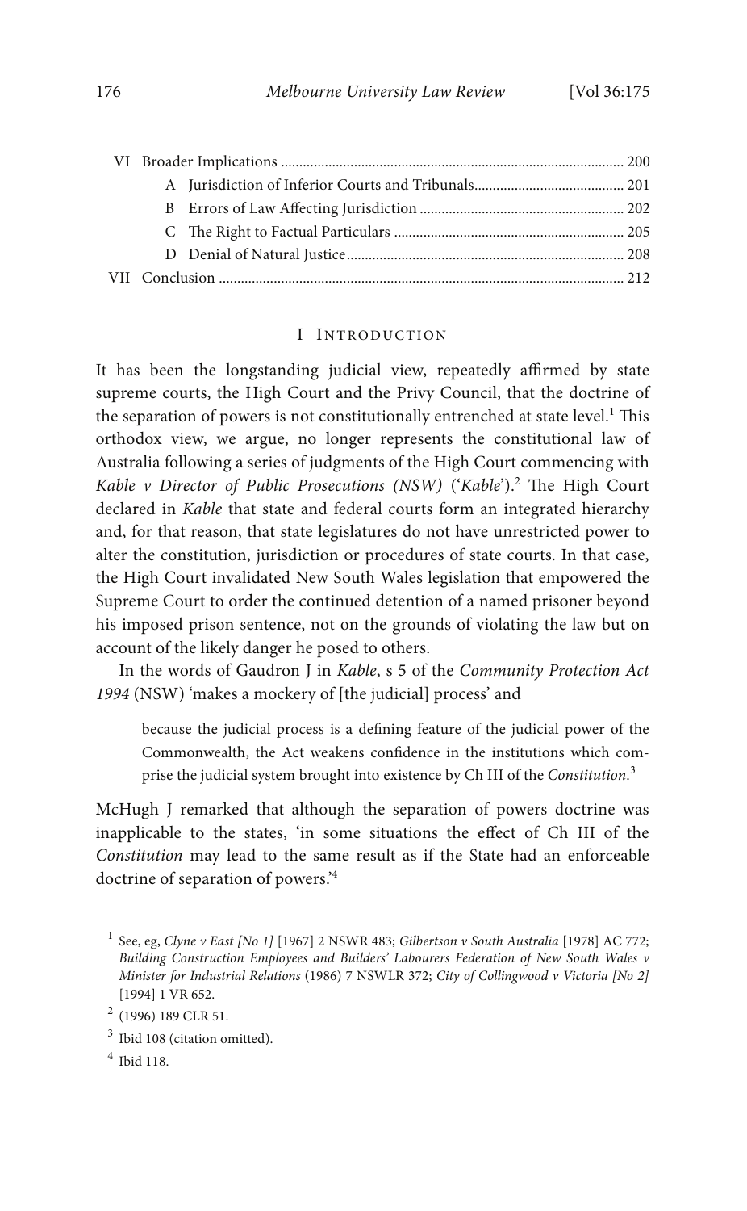VI Broader Implications ..... 200

A Jurisdiction of Inferior Courts and Tribunals ..... 201

B Errors of Law Affecting Jurisdiction ..... 202

C The Right to Factual Particulars ..... 205

D Denial of Natural Justice ..... 208

VII Conclusion ..... 212

# I Introduction

It has been the longstanding judicial view, repeatedly affirmed by state supreme courts, the High Court and the Privy Council, that the doctrine of the separation of powers is not constitutionally entrenched at state level.[1] This orthodox view, we argue, no longer represents the constitutional law of Australia following a series of judgments of the High Court commencing with *Kable v Director of Public Prosecutions (NSW)* ('*Kable*').[2] The High Court declared in *Kable* that state and federal courts form an integrated hierarchy and, for that reason, that state legislatures do not have unrestricted power to alter the constitution, jurisdiction or procedures of state courts. In that case, the High Court invalidated New South Wales legislation that empowered the Supreme Court to order the continued detention of a named prisoner beyond his imposed prison sentence, not on the grounds of violating the law but on account of the likely danger he posed to others.

In the words of Gaudron J in *Kable*, s 5 of the *Community Protection Act 1994* (NSW) 'makes a mockery of [the judicial] process' and

> because the judicial process is a defining feature of the judicial power of the Commonwealth, the Act weakens confidence in the institutions which comprise the judicial system brought into existence by Ch III of the *Constitution*.[3]

McHugh J remarked that although the separation of powers doctrine was inapplicable to the states, 'in some situations the effect of Ch III of the *Constitution* may lead to the same result as if the State had an enforceable doctrine of separation of powers.'[4]

---

[1] See, eg, *Clyne v East [No 1]* [1967] 2 NSWR 483; *Gilbertson v South Australia* [1978] AC 772; *Building Construction Employees and Builders' Labourers Federation of New South Wales v Minister for Industrial Relations* (1986) 7 NSWLR 372; *City of Collingwood v Victoria [No 2]* [1994] 1 VR 652.

[2] (1996) 189 CLR 51.

[3] Ibid 108 (citation omitted).

[4] Ibid 118.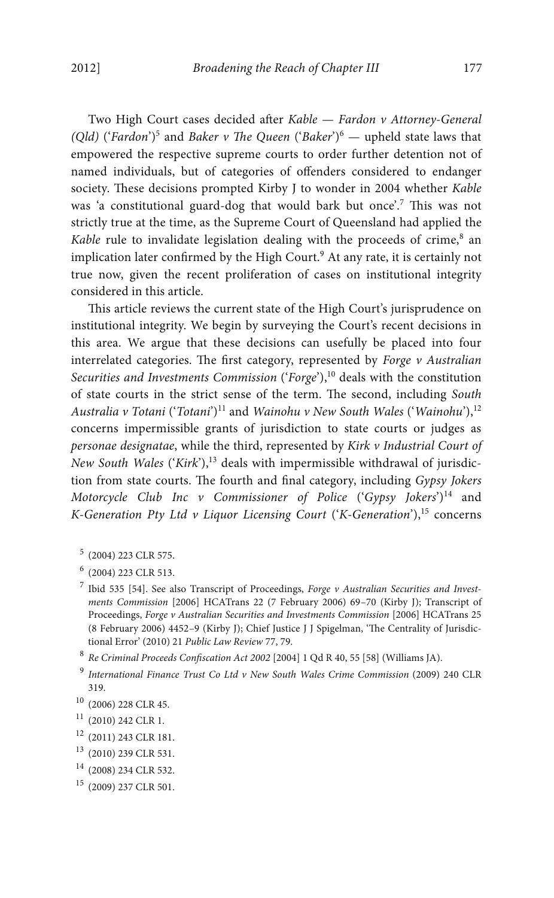Two High Court cases decided after *Kable* — *Fardon v Attorney-General (Qld)* ('*Fardon*')[5] and *Baker v The Queen* ('*Baker*')[6] — upheld state laws that empowered the respective supreme courts to order further detention not of named individuals, but of categories of offenders considered to endanger society. These decisions prompted Kirby J to wonder in 2004 whether *Kable* was 'a constitutional guard-dog that would bark but once'.[7] This was not strictly true at the time, as the Supreme Court of Queensland had applied the *Kable* rule to invalidate legislation dealing with the proceeds of crime,[8] an implication later confirmed by the High Court.[9] At any rate, it is certainly not true now, given the recent proliferation of cases on institutional integrity considered in this article.

This article reviews the current state of the High Court's jurisprudence on institutional integrity. We begin by surveying the Court's recent decisions in this area. We argue that these decisions can usefully be placed into four interrelated categories. The first category, represented by *Forge v Australian Securities and Investments Commission* ('*Forge*'),[10] deals with the constitution of state courts in the strict sense of the term. The second, including *South Australia v Totani* ('*Totani*')[11] and *Wainohu v New South Wales* ('*Wainohu*'),[12] concerns impermissible grants of jurisdiction to state courts or judges as *personae designatae*, while the third, represented by *Kirk v Industrial Court of New South Wales* ('*Kirk*'),[13] deals with impermissible withdrawal of jurisdiction from state courts. The fourth and final category, including *Gypsy Jokers Motorcycle Club Inc v Commissioner of Police* ('*Gypsy Jokers*')[14] and *K-Generation Pty Ltd v Liquor Licensing Court* ('*K-Generation*'),[15] concerns

[5] (2004) 223 CLR 575.

[6] (2004) 223 CLR 513.

[7] Ibid 535 [54]. See also Transcript of Proceedings, *Forge v Australian Securities and Investments Commission* [2006] HCATrans 22 (7 February 2006) 69–70 (Kirby J); Transcript of Proceedings, *Forge v Australian Securities and Investments Commission* [2006] HCATrans 25 (8 February 2006) 4452–9 (Kirby J); Chief Justice J J Spigelman, 'The Centrality of Jurisdictional Error' (2010) 21 *Public Law Review* 77, 79.

[8] *Re Criminal Proceeds Confiscation Act 2002* [2004] 1 Qd R 40, 55 [58] (Williams JA).

[9] *International Finance Trust Co Ltd v New South Wales Crime Commission* (2009) 240 CLR 319.

[10] (2006) 228 CLR 45.

[11] (2010) 242 CLR 1.

[12] (2011) 243 CLR 181.

[13] (2010) 239 CLR 531.

[14] (2008) 234 CLR 532.

[15] (2009) 237 CLR 501.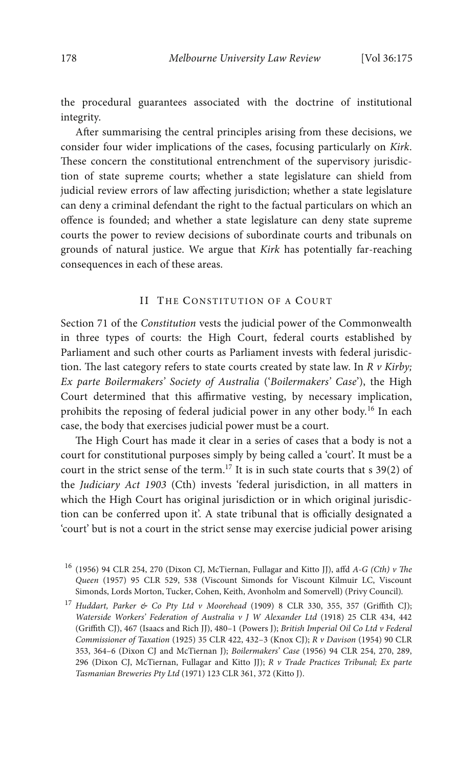the procedural guarantees associated with the doctrine of institutional integrity.

After summarising the central principles arising from these decisions, we consider four wider implications of the cases, focusing particularly on *Kirk*. These concern the constitutional entrenchment of the supervisory jurisdiction of state supreme courts; whether a state legislature can shield from judicial review errors of law affecting jurisdiction; whether a state legislature can deny a criminal defendant the right to the factual particulars on which an offence is founded; and whether a state legislature can deny state supreme courts the power to review decisions of subordinate courts and tribunals on grounds of natural justice. We argue that *Kirk* has potentially far-reaching consequences in each of these areas.

## II The Constitution of a Court

Section 71 of the *Constitution* vests the judicial power of the Commonwealth in three types of courts: the High Court, federal courts established by Parliament and such other courts as Parliament invests with federal jurisdiction. The last category refers to state courts created by state law. In *R v Kirby; Ex parte Boilermakers' Society of Australia* ('*Boilermakers' Case*'), the High Court determined that this affirmative vesting, by necessary implication, prohibits the reposing of federal judicial power in any other body.[16] In each case, the body that exercises judicial power must be a court.

The High Court has made it clear in a series of cases that a body is not a court for constitutional purposes simply by being called a 'court'. It must be a court in the strict sense of the term.[17] It is in such state courts that s 39(2) of the *Judiciary Act 1903* (Cth) invests 'federal jurisdiction, in all matters in which the High Court has original jurisdiction or in which original jurisdiction can be conferred upon it'. A state tribunal that is officially designated a 'court' but is not a court in the strict sense may exercise judicial power arising

---

[16] (1956) 94 CLR 254, 270 (Dixon CJ, McTiernan, Fullagar and Kitto JJ), affd *A-G (Cth) v The Queen* (1957) 95 CLR 529, 538 (Viscount Simonds for Viscount Kilmuir LC, Viscount Simonds, Lords Morton, Tucker, Cohen, Keith, Avonholm and Somervell) (Privy Council).

[17] *Huddart, Parker & Co Pty Ltd v Moorehead* (1909) 8 CLR 330, 355, 357 (Griffith CJ); *Waterside Workers' Federation of Australia v J W Alexander Ltd* (1918) 25 CLR 434, 442 (Griffith CJ), 467 (Isaacs and Rich JJ), 480–1 (Powers J); *British Imperial Oil Co Ltd v Federal Commissioner of Taxation* (1925) 35 CLR 422, 432–3 (Knox CJ); *R v Davison* (1954) 90 CLR 353, 364–6 (Dixon CJ and McTiernan J); *Boilermakers' Case* (1956) 94 CLR 254, 270, 289, 296 (Dixon CJ, McTiernan, Fullagar and Kitto JJ); *R v Trade Practices Tribunal; Ex parte Tasmanian Breweries Pty Ltd* (1971) 123 CLR 361, 372 (Kitto J).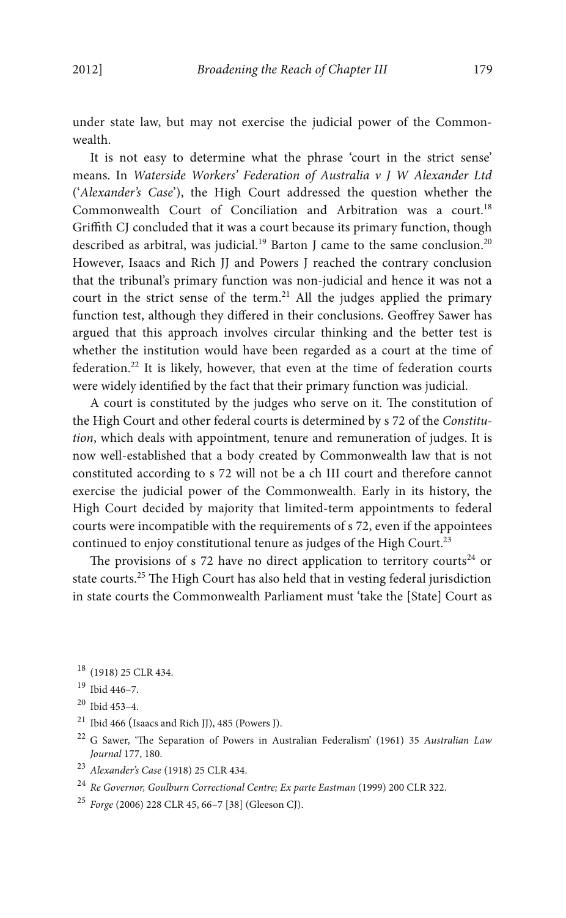under state law, but may not exercise the judicial power of the Commonwealth.

It is not easy to determine what the phrase 'court in the strict sense' means. In *Waterside Workers' Federation of Australia v J W Alexander Ltd* ('*Alexander's Case*'), the High Court addressed the question whether the Commonwealth Court of Conciliation and Arbitration was a court.[18] Griffith CJ concluded that it was a court because its primary function, though described as arbitral, was judicial.[19] Barton J came to the same conclusion.[20] However, Isaacs and Rich JJ and Powers J reached the contrary conclusion that the tribunal's primary function was non-judicial and hence it was not a court in the strict sense of the term.[21] All the judges applied the primary function test, although they differed in their conclusions. Geoffrey Sawer has argued that this approach involves circular thinking and the better test is whether the institution would have been regarded as a court at the time of federation.[22] It is likely, however, that even at the time of federation courts were widely identified by the fact that their primary function was judicial.

A court is constituted by the judges who serve on it. The constitution of the High Court and other federal courts is determined by s 72 of the *Constitution*, which deals with appointment, tenure and remuneration of judges. It is now well-established that a body created by Commonwealth law that is not constituted according to s 72 will not be a ch III court and therefore cannot exercise the judicial power of the Commonwealth. Early in its history, the High Court decided by majority that limited-term appointments to federal courts were incompatible with the requirements of s 72, even if the appointees continued to enjoy constitutional tenure as judges of the High Court.[23]

The provisions of s 72 have no direct application to territory courts[24] or state courts.[25] The High Court has also held that in vesting federal jurisdiction in state courts the Commonwealth Parliament must 'take the [State] Court as

[18] (1918) 25 CLR 434.

[19] Ibid 446–7.

[20] Ibid 453–4.

[21] Ibid 466 (Isaacs and Rich JJ), 485 (Powers J).

[22] G Sawer, 'The Separation of Powers in Australian Federalism' (1961) 35 *Australian Law Journal* 177, 180.

[23] *Alexander's Case* (1918) 25 CLR 434.

[24] *Re Governor, Goulburn Correctional Centre; Ex parte Eastman* (1999) 200 CLR 322.

[25] *Forge* (2006) 228 CLR 45, 66–7 [38] (Gleeson CJ).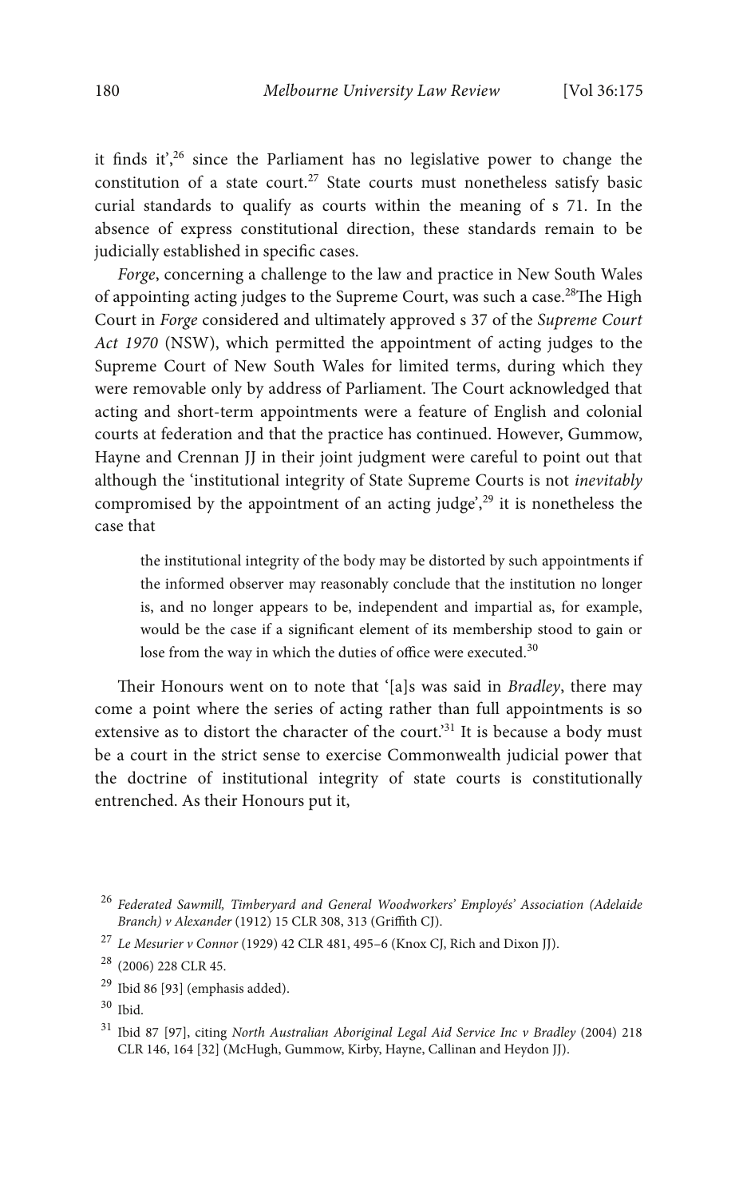it finds it',[26] since the Parliament has no legislative power to change the constitution of a state court.[27] State courts must nonetheless satisfy basic curial standards to qualify as courts within the meaning of s 71. In the absence of express constitutional direction, these standards remain to be judicially established in specific cases.

*Forge*, concerning a challenge to the law and practice in New South Wales of appointing acting judges to the Supreme Court, was such a case.[28] The High Court in *Forge* considered and ultimately approved s 37 of the *Supreme Court Act 1970* (NSW), which permitted the appointment of acting judges to the Supreme Court of New South Wales for limited terms, during which they were removable only by address of Parliament. The Court acknowledged that acting and short-term appointments were a feature of English and colonial courts at federation and that the practice has continued. However, Gummow, Hayne and Crennan JJ in their joint judgment were careful to point out that although the 'institutional integrity of State Supreme Courts is not *inevitably* compromised by the appointment of an acting judge',[29] it is nonetheless the case that

> the institutional integrity of the body may be distorted by such appointments if the informed observer may reasonably conclude that the institution no longer is, and no longer appears to be, independent and impartial as, for example, would be the case if a significant element of its membership stood to gain or lose from the way in which the duties of office were executed.[30]

Their Honours went on to note that '[a]s was said in *Bradley*, there may come a point where the series of acting rather than full appointments is so extensive as to distort the character of the court.'[31] It is because a body must be a court in the strict sense to exercise Commonwealth judicial power that the doctrine of institutional integrity of state courts is constitutionally entrenched. As their Honours put it,

---

[26] *Federated Sawmill, Timberyard and General Woodworkers' Employés' Association (Adelaide Branch) v Alexander* (1912) 15 CLR 308, 313 (Griffith CJ).

[27] *Le Mesurier v Connor* (1929) 42 CLR 481, 495–6 (Knox CJ, Rich and Dixon JJ).

[28] (2006) 228 CLR 45.

[29] Ibid 86 [93] (emphasis added).

[30] Ibid.

[31] Ibid 87 [97], citing *North Australian Aboriginal Legal Aid Service Inc v Bradley* (2004) 218 CLR 146, 164 [32] (McHugh, Gummow, Kirby, Hayne, Callinan and Heydon JJ).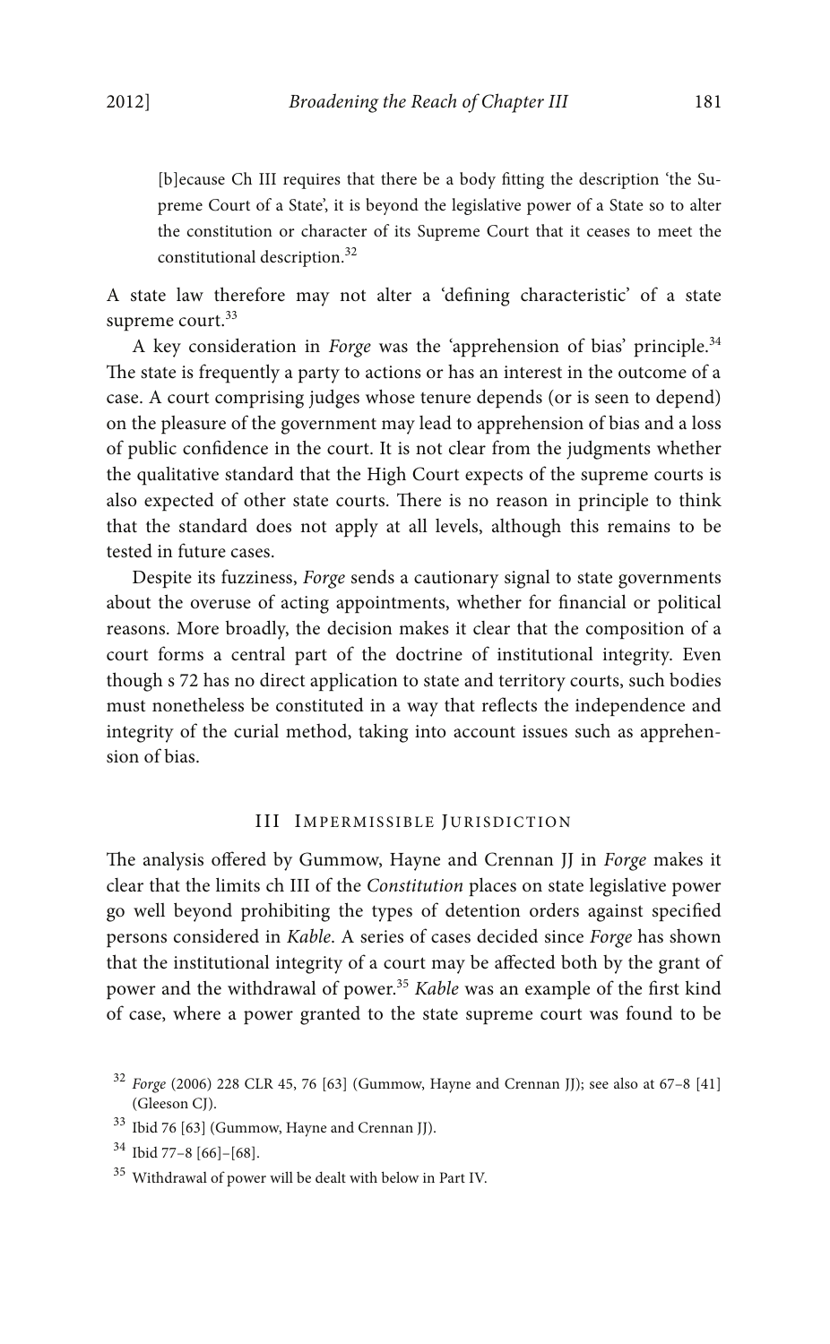> [b]ecause Ch III requires that there be a body fitting the description 'the Supreme Court of a State', it is beyond the legislative power of a State so to alter the constitution or character of its Supreme Court that it ceases to meet the constitutional description.[32]

A state law therefore may not alter a 'defining characteristic' of a state supreme court.[33]

A key consideration in *Forge* was the 'apprehension of bias' principle.[34] The state is frequently a party to actions or has an interest in the outcome of a case. A court comprising judges whose tenure depends (or is seen to depend) on the pleasure of the government may lead to apprehension of bias and a loss of public confidence in the court. It is not clear from the judgments whether the qualitative standard that the High Court expects of the supreme courts is also expected of other state courts. There is no reason in principle to think that the standard does not apply at all levels, although this remains to be tested in future cases.

Despite its fuzziness, *Forge* sends a cautionary signal to state governments about the overuse of acting appointments, whether for financial or political reasons. More broadly, the decision makes it clear that the composition of a court forms a central part of the doctrine of institutional integrity. Even though s 72 has no direct application to state and territory courts, such bodies must nonetheless be constituted in a way that reflects the independence and integrity of the curial method, taking into account issues such as apprehension of bias.

## III Impermissible Jurisdiction

The analysis offered by Gummow, Hayne and Crennan JJ in *Forge* makes it clear that the limits ch III of the *Constitution* places on state legislative power go well beyond prohibiting the types of detention orders against specified persons considered in *Kable*. A series of cases decided since *Forge* has shown that the institutional integrity of a court may be affected both by the grant of power and the withdrawal of power.[35] *Kable* was an example of the first kind of case, where a power granted to the state supreme court was found to be

---

[32] *Forge* (2006) 228 CLR 45, 76 [63] (Gummow, Hayne and Crennan JJ); see also at 67–8 [41] (Gleeson CJ).

[33] Ibid 76 [63] (Gummow, Hayne and Crennan JJ).

[34] Ibid 77–8 [66]–[68].

[35] Withdrawal of power will be dealt with below in Part IV.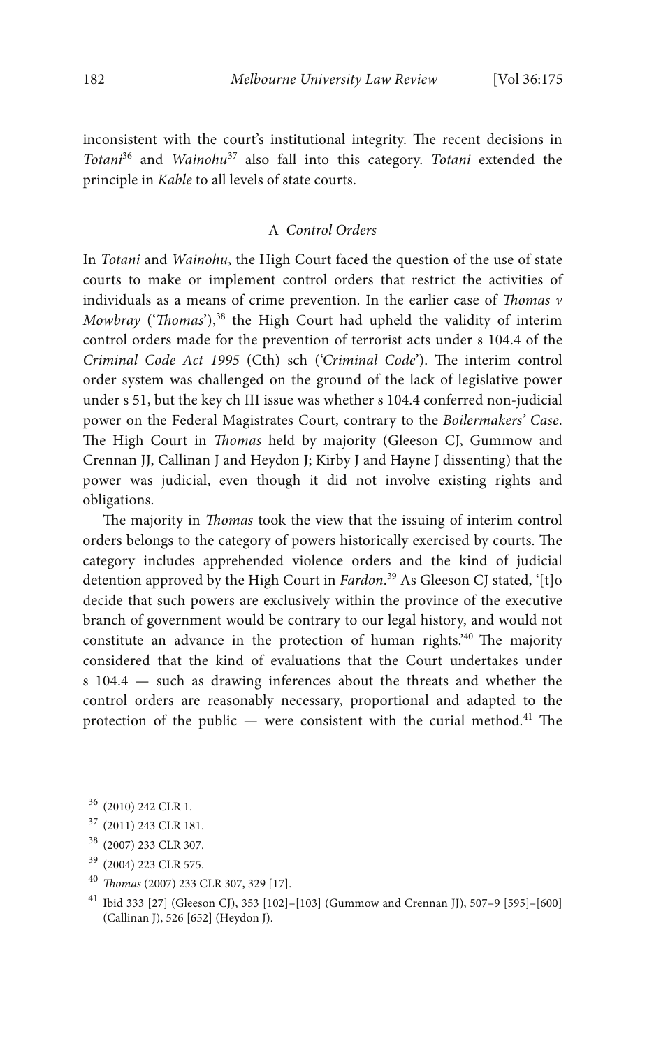inconsistent with the court's institutional integrity. The recent decisions in *Totani*[36] and *Wainohu*[37] also fall into this category. *Totani* extended the principle in *Kable* to all levels of state courts.

### A *Control Orders*

In *Totani* and *Wainohu*, the High Court faced the question of the use of state courts to make or implement control orders that restrict the activities of individuals as a means of crime prevention. In the earlier case of *Thomas v Mowbray* ('*Thomas*'),[38] the High Court had upheld the validity of interim control orders made for the prevention of terrorist acts under s 104.4 of the *Criminal Code Act 1995* (Cth) sch ('*Criminal Code*'). The interim control order system was challenged on the ground of the lack of legislative power under s 51, but the key ch III issue was whether s 104.4 conferred non-judicial power on the Federal Magistrates Court, contrary to the *Boilermakers' Case*. The High Court in *Thomas* held by majority (Gleeson CJ, Gummow and Crennan JJ, Callinan J and Heydon J; Kirby J and Hayne J dissenting) that the power was judicial, even though it did not involve existing rights and obligations.

The majority in *Thomas* took the view that the issuing of interim control orders belongs to the category of powers historically exercised by courts. The category includes apprehended violence orders and the kind of judicial detention approved by the High Court in *Fardon*.[39] As Gleeson CJ stated, '[t]o decide that such powers are exclusively within the province of the executive branch of government would be contrary to our legal history, and would not constitute an advance in the protection of human rights.'[40] The majority considered that the kind of evaluations that the Court undertakes under s 104.4 — such as drawing inferences about the threats and whether the control orders are reasonably necessary, proportional and adapted to the protection of the public — were consistent with the curial method.[41] The

[36] (2010) 242 CLR 1.

[37] (2011) 243 CLR 181.

[38] (2007) 233 CLR 307.

[39] (2004) 223 CLR 575.

[40] *Thomas* (2007) 233 CLR 307, 329 [17].

[41] Ibid 333 [27] (Gleeson CJ), 353 [102]–[103] (Gummow and Crennan JJ), 507–9 [595]–[600] (Callinan J), 526 [652] (Heydon J).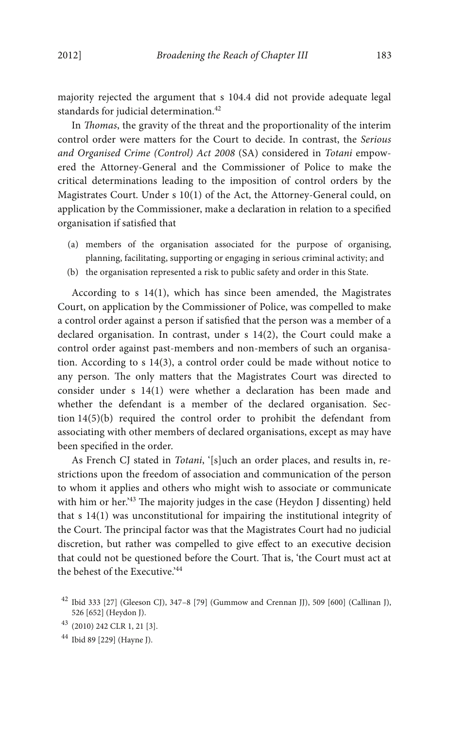majority rejected the argument that s 104.4 did not provide adequate legal standards for judicial determination.[42]

In *Thomas*, the gravity of the threat and the proportionality of the interim control order were matters for the Court to decide. In contrast, the *Serious and Organised Crime (Control) Act 2008* (SA) considered in *Totani* empowered the Attorney-General and the Commissioner of Police to make the critical determinations leading to the imposition of control orders by the Magistrates Court. Under s 10(1) of the Act, the Attorney-General could, on application by the Commissioner, make a declaration in relation to a specified organisation if satisfied that

(a) members of the organisation associated for the purpose of organising, planning, facilitating, supporting or engaging in serious criminal activity; and
(b) the organisation represented a risk to public safety and order in this State.

According to s 14(1), which has since been amended, the Magistrates Court, on application by the Commissioner of Police, was compelled to make a control order against a person if satisfied that the person was a member of a declared organisation. In contrast, under s 14(2), the Court could make a control order against past-members and non-members of such an organisation. According to s 14(3), a control order could be made without notice to any person. The only matters that the Magistrates Court was directed to consider under s 14(1) were whether a declaration has been made and whether the defendant is a member of the declared organisation. Section 14(5)(b) required the control order to prohibit the defendant from associating with other members of declared organisations, except as may have been specified in the order.

As French CJ stated in *Totani*, '[s]uch an order places, and results in, restrictions upon the freedom of association and communication of the person to whom it applies and others who might wish to associate or communicate with him or her.'[43] The majority judges in the case (Heydon J dissenting) held that s 14(1) was unconstitutional for impairing the institutional integrity of the Court. The principal factor was that the Magistrates Court had no judicial discretion, but rather was compelled to give effect to an executive decision that could not be questioned before the Court. That is, 'the Court must act at the behest of the Executive.'[44]

[42] Ibid 333 [27] (Gleeson CJ), 347–8 [79] (Gummow and Crennan JJ), 509 [600] (Callinan J), 526 [652] (Heydon J).

[43] (2010) 242 CLR 1, 21 [3].

[44] Ibid 89 [229] (Hayne J).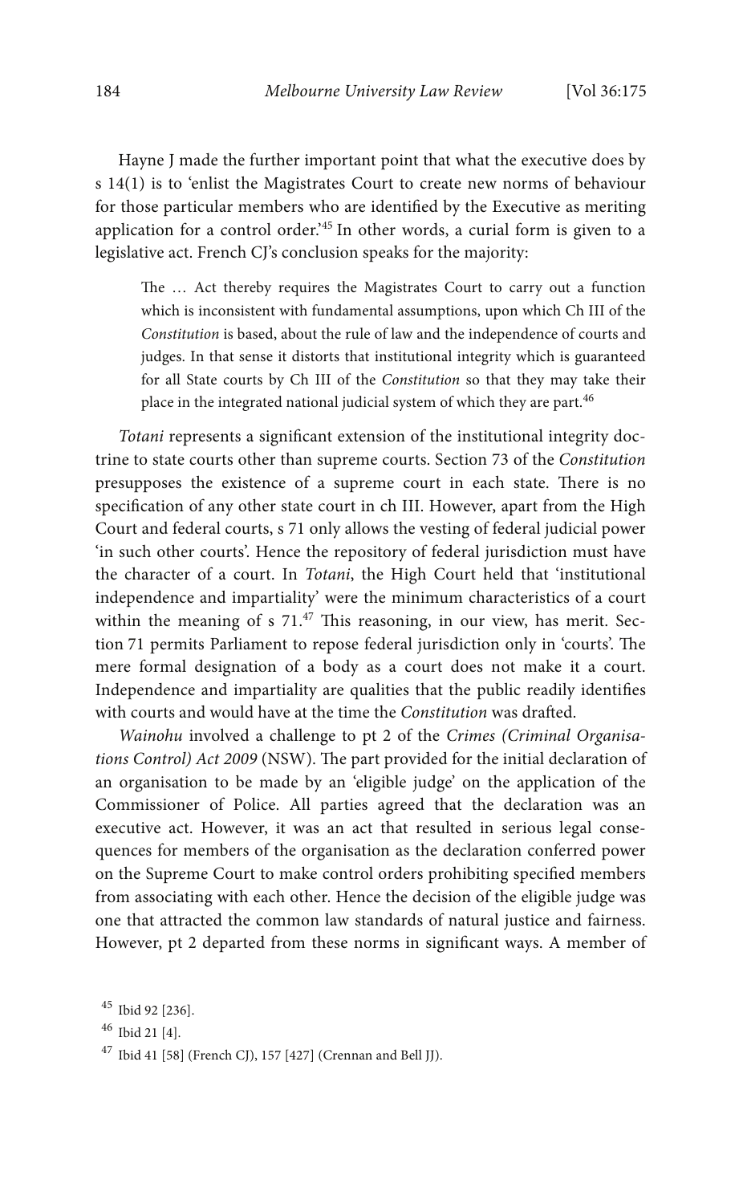Hayne J made the further important point that what the executive does by s 14(1) is to 'enlist the Magistrates Court to create new norms of behaviour for those particular members who are identified by the Executive as meriting application for a control order.'[45] In other words, a curial form is given to a legislative act. French CJ's conclusion speaks for the majority:

> The … Act thereby requires the Magistrates Court to carry out a function which is inconsistent with fundamental assumptions, upon which Ch III of the *Constitution* is based, about the rule of law and the independence of courts and judges. In that sense it distorts that institutional integrity which is guaranteed for all State courts by Ch III of the *Constitution* so that they may take their place in the integrated national judicial system of which they are part.[46]

*Totani* represents a significant extension of the institutional integrity doctrine to state courts other than supreme courts. Section 73 of the *Constitution* presupposes the existence of a supreme court in each state. There is no specification of any other state court in ch III. However, apart from the High Court and federal courts, s 71 only allows the vesting of federal judicial power 'in such other courts'. Hence the repository of federal jurisdiction must have the character of a court. In *Totani*, the High Court held that 'institutional independence and impartiality' were the minimum characteristics of a court within the meaning of s 71.[47] This reasoning, in our view, has merit. Section 71 permits Parliament to repose federal jurisdiction only in 'courts'. The mere formal designation of a body as a court does not make it a court. Independence and impartiality are qualities that the public readily identifies with courts and would have at the time the *Constitution* was drafted.

*Wainohu* involved a challenge to pt 2 of the *Crimes (Criminal Organisations Control) Act 2009* (NSW). The part provided for the initial declaration of an organisation to be made by an 'eligible judge' on the application of the Commissioner of Police. All parties agreed that the declaration was an executive act. However, it was an act that resulted in serious legal consequences for members of the organisation as the declaration conferred power on the Supreme Court to make control orders prohibiting specified members from associating with each other. Hence the decision of the eligible judge was one that attracted the common law standards of natural justice and fairness. However, pt 2 departed from these norms in significant ways. A member of

[45] Ibid 92 [236].

[46] Ibid 21 [4].

[47] Ibid 41 [58] (French CJ), 157 [427] (Crennan and Bell JJ).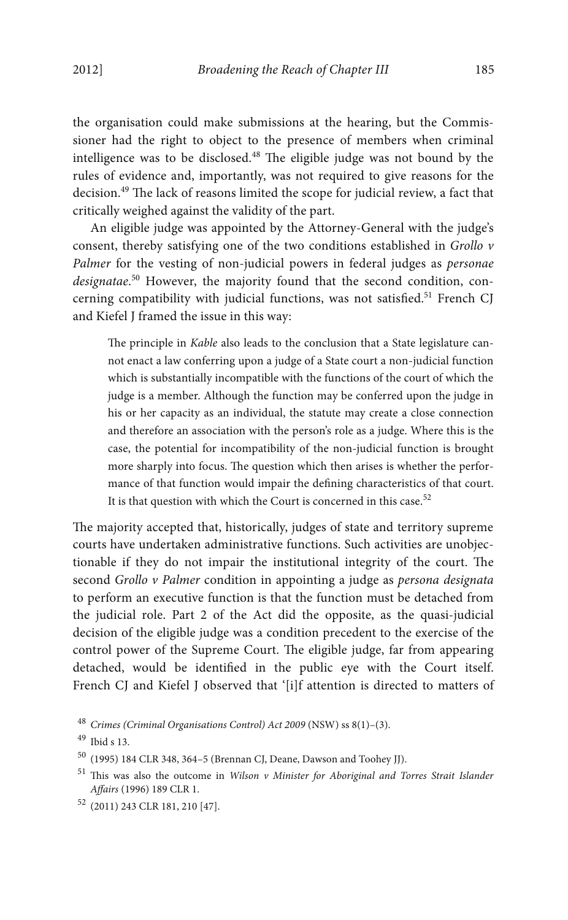the organisation could make submissions at the hearing, but the Commissioner had the right to object to the presence of members when criminal intelligence was to be disclosed.[48] The eligible judge was not bound by the rules of evidence and, importantly, was not required to give reasons for the decision.[49] The lack of reasons limited the scope for judicial review, a fact that critically weighed against the validity of the part.

An eligible judge was appointed by the Attorney-General with the judge's consent, thereby satisfying one of the two conditions established in *Grollo v Palmer* for the vesting of non-judicial powers in federal judges as *personae designatae*.[50] However, the majority found that the second condition, concerning compatibility with judicial functions, was not satisfied.[51] French CJ and Kiefel J framed the issue in this way:

> The principle in *Kable* also leads to the conclusion that a State legislature cannot enact a law conferring upon a judge of a State court a non-judicial function which is substantially incompatible with the functions of the court of which the judge is a member. Although the function may be conferred upon the judge in his or her capacity as an individual, the statute may create a close connection and therefore an association with the person's role as a judge. Where this is the case, the potential for incompatibility of the non-judicial function is brought more sharply into focus. The question which then arises is whether the performance of that function would impair the defining characteristics of that court. It is that question with which the Court is concerned in this case.[52]

The majority accepted that, historically, judges of state and territory supreme courts have undertaken administrative functions. Such activities are unobjectionable if they do not impair the institutional integrity of the court. The second *Grollo v Palmer* condition in appointing a judge as *persona designata* to perform an executive function is that the function must be detached from the judicial role. Part 2 of the Act did the opposite, as the quasi-judicial decision of the eligible judge was a condition precedent to the exercise of the control power of the Supreme Court. The eligible judge, far from appearing detached, would be identified in the public eye with the Court itself. French CJ and Kiefel J observed that '[i]f attention is directed to matters of

---

[48] *Crimes (Criminal Organisations Control) Act 2009* (NSW) ss 8(1)–(3).

[49] Ibid s 13.

[50] (1995) 184 CLR 348, 364–5 (Brennan CJ, Deane, Dawson and Toohey JJ).

[51] This was also the outcome in *Wilson v Minister for Aboriginal and Torres Strait Islander Affairs* (1996) 189 CLR 1.

[52] (2011) 243 CLR 181, 210 [47].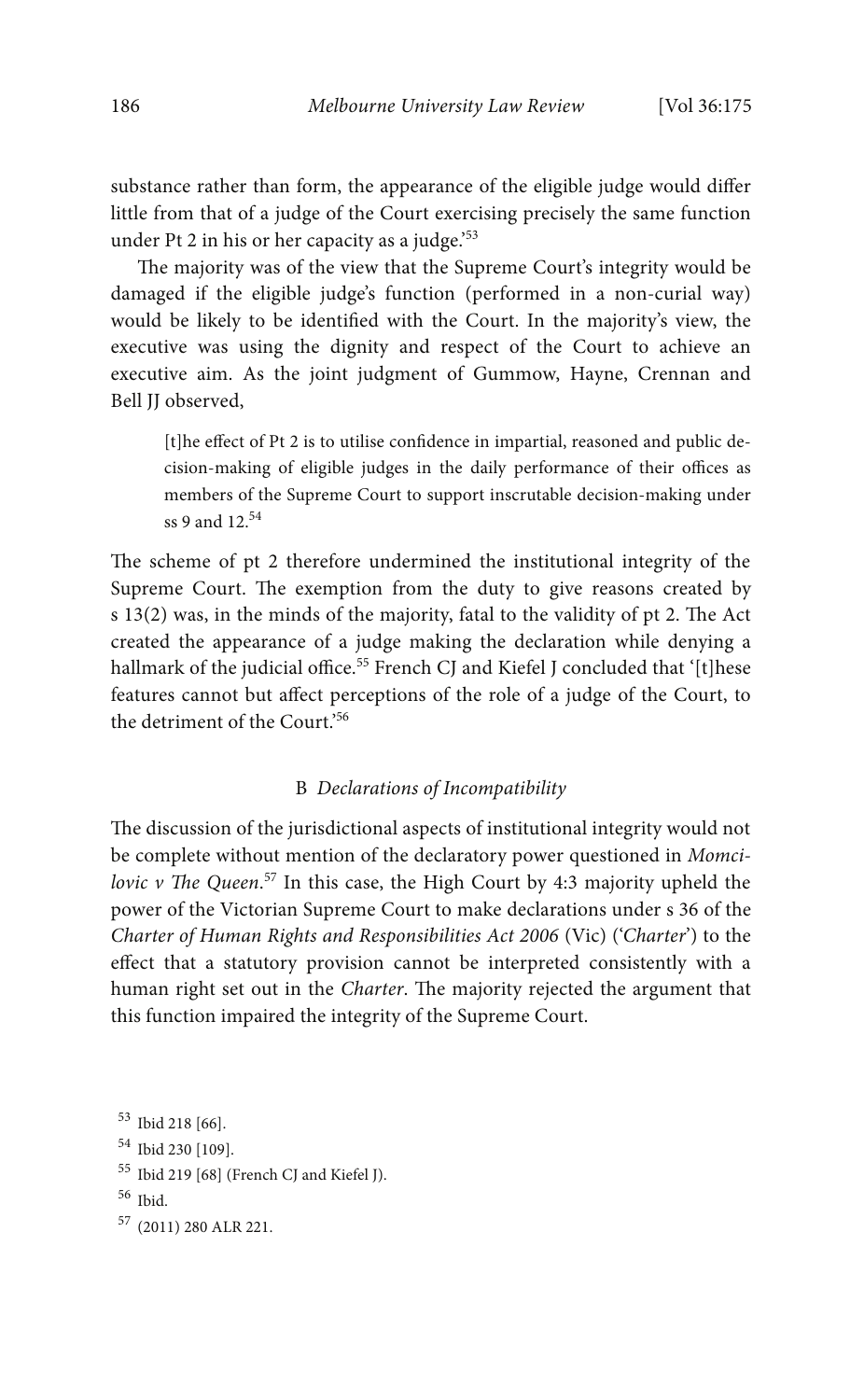substance rather than form, the appearance of the eligible judge would differ little from that of a judge of the Court exercising precisely the same function under Pt 2 in his or her capacity as a judge.'[53]

The majority was of the view that the Supreme Court's integrity would be damaged if the eligible judge's function (performed in a non-curial way) would be likely to be identified with the Court. In the majority's view, the executive was using the dignity and respect of the Court to achieve an executive aim. As the joint judgment of Gummow, Hayne, Crennan and Bell JJ observed,

> [t]he effect of Pt 2 is to utilise confidence in impartial, reasoned and public decision-making of eligible judges in the daily performance of their offices as members of the Supreme Court to support inscrutable decision-making under ss 9 and 12.[54]

The scheme of pt 2 therefore undermined the institutional integrity of the Supreme Court. The exemption from the duty to give reasons created by s 13(2) was, in the minds of the majority, fatal to the validity of pt 2. The Act created the appearance of a judge making the declaration while denying a hallmark of the judicial office.[55] French CJ and Kiefel J concluded that '[t]hese features cannot but affect perceptions of the role of a judge of the Court, to the detriment of the Court.'[56]

### B *Declarations of Incompatibility*

The discussion of the jurisdictional aspects of institutional integrity would not be complete without mention of the declaratory power questioned in *Momcilovic v The Queen*.[57] In this case, the High Court by 4:3 majority upheld the power of the Victorian Supreme Court to make declarations under s 36 of the *Charter of Human Rights and Responsibilities Act 2006* (Vic) ('*Charter*') to the effect that a statutory provision cannot be interpreted consistently with a human right set out in the *Charter*. The majority rejected the argument that this function impaired the integrity of the Supreme Court.

---

[53] Ibid 218 [66].

[54] Ibid 230 [109].

[55] Ibid 219 [68] (French CJ and Kiefel J).

[56] Ibid.

[57] (2011) 280 ALR 221.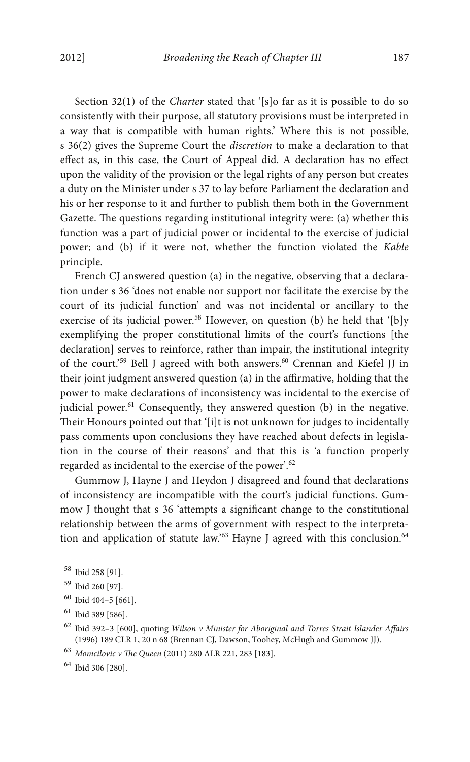Section 32(1) of the *Charter* stated that '[s]o far as it is possible to do so consistently with their purpose, all statutory provisions must be interpreted in a way that is compatible with human rights.' Where this is not possible, s 36(2) gives the Supreme Court the *discretion* to make a declaration to that effect as, in this case, the Court of Appeal did. A declaration has no effect upon the validity of the provision or the legal rights of any person but creates a duty on the Minister under s 37 to lay before Parliament the declaration and his or her response to it and further to publish them both in the Government Gazette. The questions regarding institutional integrity were: (a) whether this function was a part of judicial power or incidental to the exercise of judicial power; and (b) if it were not, whether the function violated the *Kable* principle.

French CJ answered question (a) in the negative, observing that a declaration under s 36 'does not enable nor support nor facilitate the exercise by the court of its judicial function' and was not incidental or ancillary to the exercise of its judicial power.[58] However, on question (b) he held that '[b]y exemplifying the proper constitutional limits of the court's functions [the declaration] serves to reinforce, rather than impair, the institutional integrity of the court.'[59] Bell J agreed with both answers.[60] Crennan and Kiefel JJ in their joint judgment answered question (a) in the affirmative, holding that the power to make declarations of inconsistency was incidental to the exercise of judicial power.[61] Consequently, they answered question (b) in the negative. Their Honours pointed out that '[i]t is not unknown for judges to incidentally pass comments upon conclusions they have reached about defects in legislation in the course of their reasons' and that this is 'a function properly regarded as incidental to the exercise of the power'.[62]

Gummow J, Hayne J and Heydon J disagreed and found that declarations of inconsistency are incompatible with the court's judicial functions. Gummow J thought that s 36 'attempts a significant change to the constitutional relationship between the arms of government with respect to the interpretation and application of statute law.'[63] Hayne J agreed with this conclusion.[64]

---

[58] Ibid 258 [91].

[59] Ibid 260 [97].

[60] Ibid 404–5 [661].

[61] Ibid 389 [586].

[62] Ibid 392–3 [600], quoting *Wilson v Minister for Aboriginal and Torres Strait Islander Affairs* (1996) 189 CLR 1, 20 n 68 (Brennan CJ, Dawson, Toohey, McHugh and Gummow JJ).

[63] *Momcilovic v The Queen* (2011) 280 ALR 221, 283 [183].

[64] Ibid 306 [280].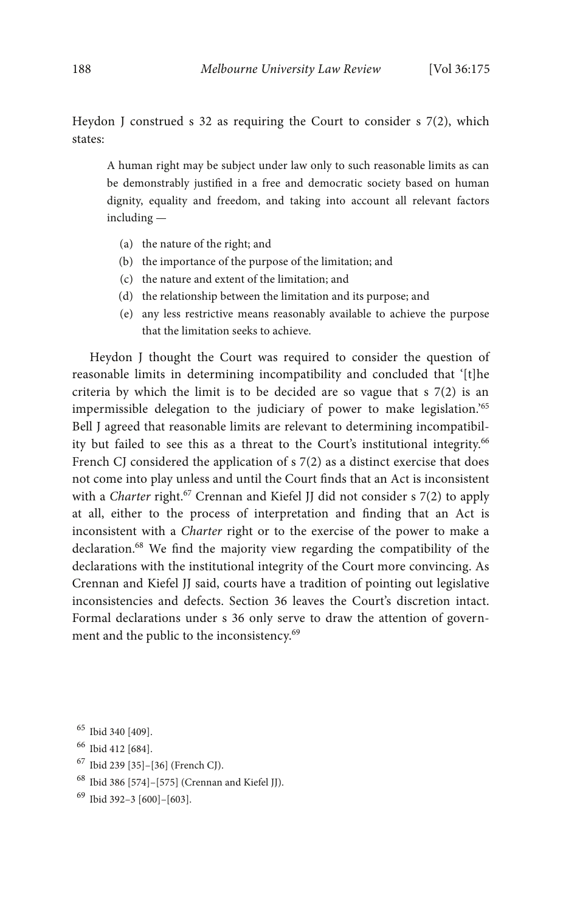Heydon J construed s 32 as requiring the Court to consider s 7(2), which states:

> A human right may be subject under law only to such reasonable limits as can be demonstrably justified in a free and democratic society based on human dignity, equality and freedom, and taking into account all relevant factors including —
>
> (a) the nature of the right; and
> (b) the importance of the purpose of the limitation; and
> (c) the nature and extent of the limitation; and
> (d) the relationship between the limitation and its purpose; and
> (e) any less restrictive means reasonably available to achieve the purpose that the limitation seeks to achieve.

Heydon J thought the Court was required to consider the question of reasonable limits in determining incompatibility and concluded that '[t]he criteria by which the limit is to be decided are so vague that s 7(2) is an impermissible delegation to the judiciary of power to make legislation.'[65] Bell J agreed that reasonable limits are relevant to determining incompatibility but failed to see this as a threat to the Court's institutional integrity.[66] French CJ considered the application of s 7(2) as a distinct exercise that does not come into play unless and until the Court finds that an Act is inconsistent with a *Charter* right.[67] Crennan and Kiefel JJ did not consider s 7(2) to apply at all, either to the process of interpretation and finding that an Act is inconsistent with a *Charter* right or to the exercise of the power to make a declaration.[68] We find the majority view regarding the compatibility of the declarations with the institutional integrity of the Court more convincing. As Crennan and Kiefel JJ said, courts have a tradition of pointing out legislative inconsistencies and defects. Section 36 leaves the Court's discretion intact. Formal declarations under s 36 only serve to draw the attention of government and the public to the inconsistency.[69]

---

[65] Ibid 340 [409].

[66] Ibid 412 [684].

[67] Ibid 239 [35]–[36] (French CJ).

[68] Ibid 386 [574]–[575] (Crennan and Kiefel JJ).

[69] Ibid 392–3 [600]–[603].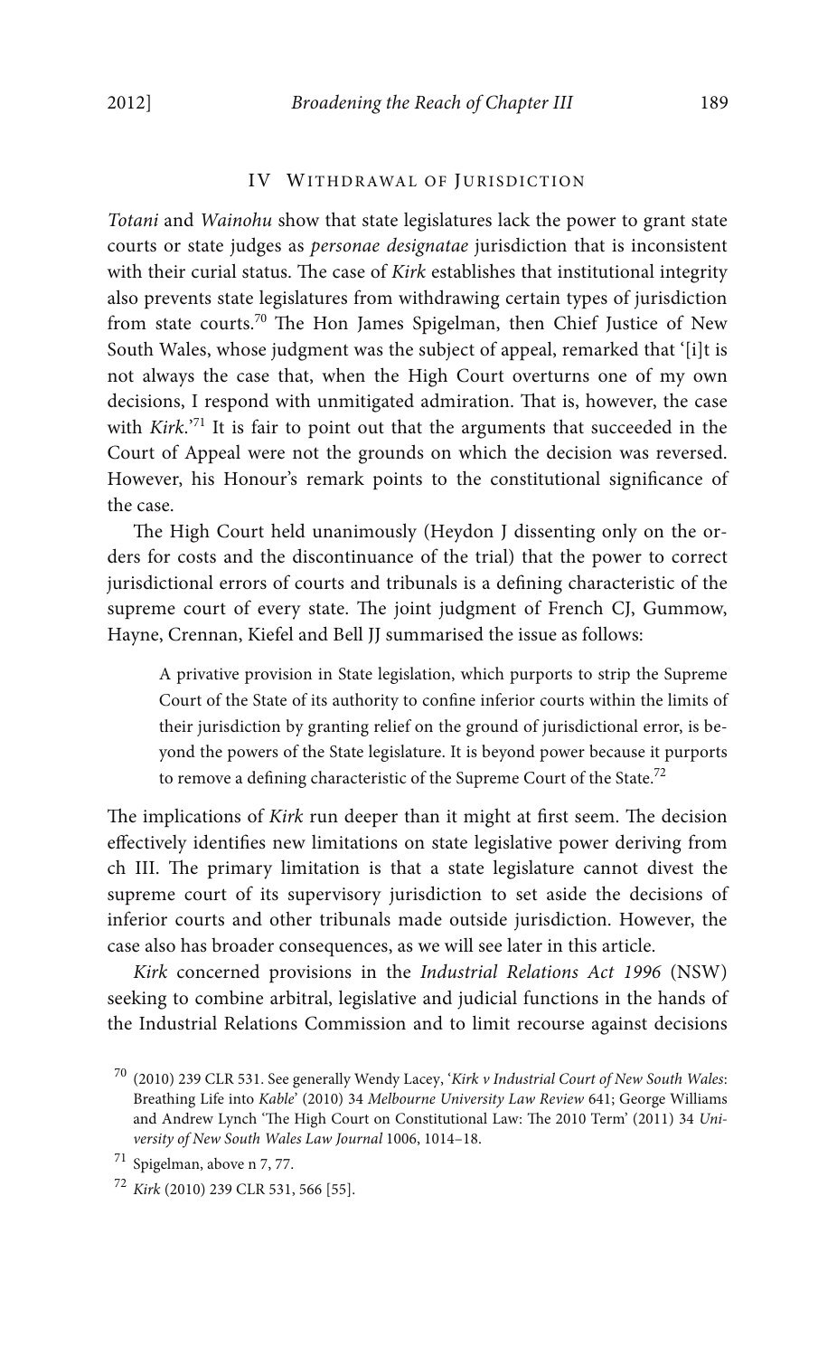## IV WITHDRAWAL OF JURISDICTION

*Totani* and *Wainohu* show that state legislatures lack the power to grant state courts or state judges as *personae designatae* jurisdiction that is inconsistent with their curial status. The case of *Kirk* establishes that institutional integrity also prevents state legislatures from withdrawing certain types of jurisdiction from state courts.[70] The Hon James Spigelman, then Chief Justice of New South Wales, whose judgment was the subject of appeal, remarked that '[i]t is not always the case that, when the High Court overturns one of my own decisions, I respond with unmitigated admiration. That is, however, the case with *Kirk*.'[71] It is fair to point out that the arguments that succeeded in the Court of Appeal were not the grounds on which the decision was reversed. However, his Honour's remark points to the constitutional significance of the case.

The High Court held unanimously (Heydon J dissenting only on the orders for costs and the discontinuance of the trial) that the power to correct jurisdictional errors of courts and tribunals is a defining characteristic of the supreme court of every state. The joint judgment of French CJ, Gummow, Hayne, Crennan, Kiefel and Bell JJ summarised the issue as follows:

> A privative provision in State legislation, which purports to strip the Supreme Court of the State of its authority to confine inferior courts within the limits of their jurisdiction by granting relief on the ground of jurisdictional error, is beyond the powers of the State legislature. It is beyond power because it purports to remove a defining characteristic of the Supreme Court of the State.[72]

The implications of *Kirk* run deeper than it might at first seem. The decision effectively identifies new limitations on state legislative power deriving from ch III. The primary limitation is that a state legislature cannot divest the supreme court of its supervisory jurisdiction to set aside the decisions of inferior courts and other tribunals made outside jurisdiction. However, the case also has broader consequences, as we will see later in this article.

*Kirk* concerned provisions in the *Industrial Relations Act 1996* (NSW) seeking to combine arbitral, legislative and judicial functions in the hands of the Industrial Relations Commission and to limit recourse against decisions

---

[70] (2010) 239 CLR 531. See generally Wendy Lacey, '*Kirk v Industrial Court of New South Wales*: Breathing Life into *Kable*' (2010) 34 *Melbourne University Law Review* 641; George Williams and Andrew Lynch 'The High Court on Constitutional Law: The 2010 Term' (2011) 34 *University of New South Wales Law Journal* 1006, 1014–18.

[71] Spigelman, above n 7, 77.

[72] *Kirk* (2010) 239 CLR 531, 566 [55].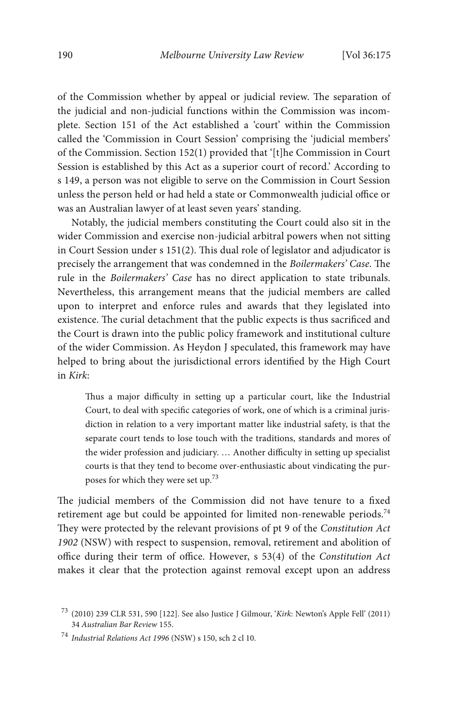of the Commission whether by appeal or judicial review. The separation of the judicial and non-judicial functions within the Commission was incomplete. Section 151 of the Act established a 'court' within the Commission called the 'Commission in Court Session' comprising the 'judicial members' of the Commission. Section 152(1) provided that '[t]he Commission in Court Session is established by this Act as a superior court of record.' According to s 149, a person was not eligible to serve on the Commission in Court Session unless the person held or had held a state or Commonwealth judicial office or was an Australian lawyer of at least seven years' standing.

Notably, the judicial members constituting the Court could also sit in the wider Commission and exercise non-judicial arbitral powers when not sitting in Court Session under s 151(2). This dual role of legislator and adjudicator is precisely the arrangement that was condemned in the *Boilermakers' Case*. The rule in the *Boilermakers' Case* has no direct application to state tribunals. Nevertheless, this arrangement means that the judicial members are called upon to interpret and enforce rules and awards that they legislated into existence. The curial detachment that the public expects is thus sacrificed and the Court is drawn into the public policy framework and institutional culture of the wider Commission. As Heydon J speculated, this framework may have helped to bring about the jurisdictional errors identified by the High Court in *Kirk*:

> Thus a major difficulty in setting up a particular court, like the Industrial Court, to deal with specific categories of work, one of which is a criminal jurisdiction in relation to a very important matter like industrial safety, is that the separate court tends to lose touch with the traditions, standards and mores of the wider profession and judiciary. … Another difficulty in setting up specialist courts is that they tend to become over-enthusiastic about vindicating the purposes for which they were set up.[73]

The judicial members of the Commission did not have tenure to a fixed retirement age but could be appointed for limited non-renewable periods.[74] They were protected by the relevant provisions of pt 9 of the *Constitution Act 1902* (NSW) with respect to suspension, removal, retirement and abolition of office during their term of office. However, s 53(4) of the *Constitution Act* makes it clear that the protection against removal except upon an address

[73] (2010) 239 CLR 531, 590 [122]. See also Justice J Gilmour, '*Kirk*: Newton's Apple Fell' (2011) 34 *Australian Bar Review* 155.

[74] *Industrial Relations Act 1996* (NSW) s 150, sch 2 cl 10.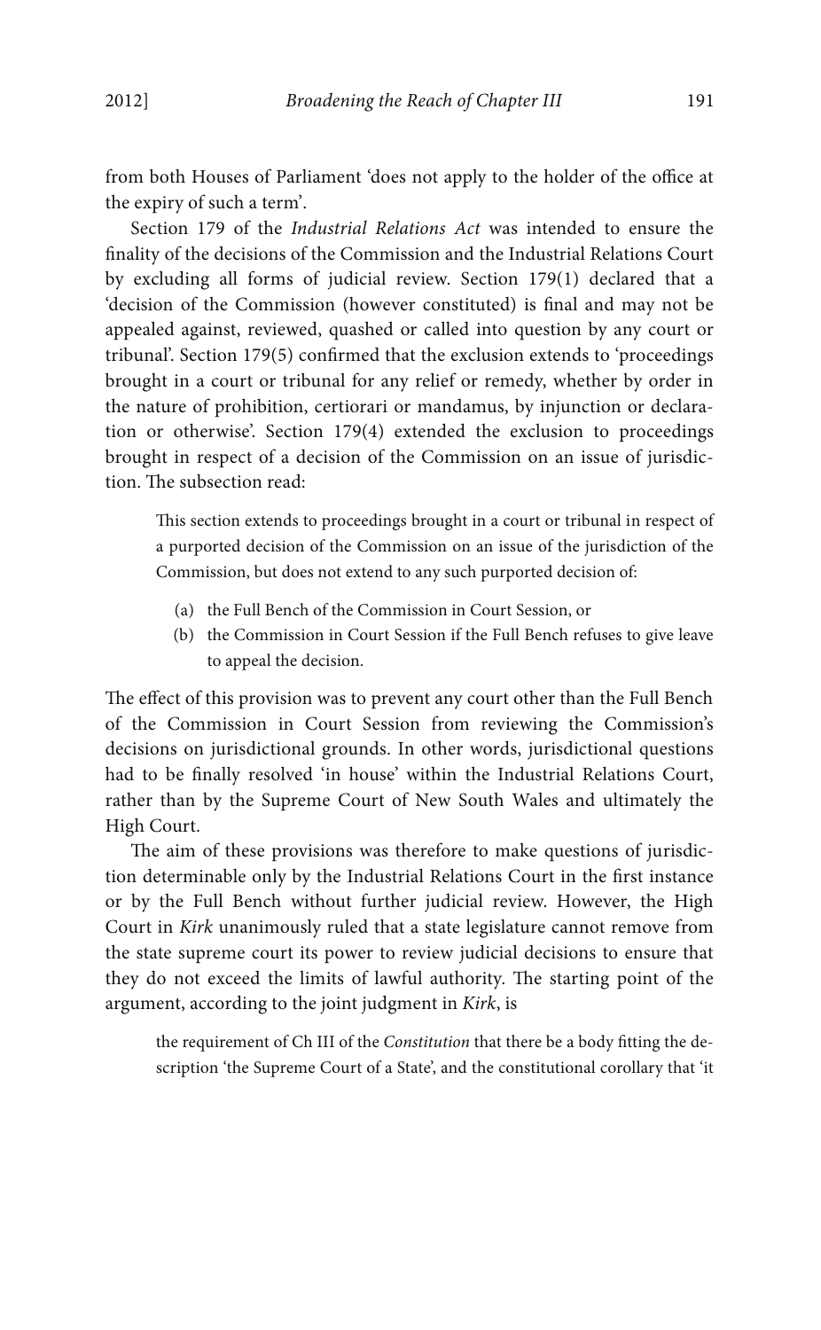from both Houses of Parliament 'does not apply to the holder of the office at the expiry of such a term'.

Section 179 of the *Industrial Relations Act* was intended to ensure the finality of the decisions of the Commission and the Industrial Relations Court by excluding all forms of judicial review. Section 179(1) declared that a 'decision of the Commission (however constituted) is final and may not be appealed against, reviewed, quashed or called into question by any court or tribunal'. Section 179(5) confirmed that the exclusion extends to 'proceedings brought in a court or tribunal for any relief or remedy, whether by order in the nature of prohibition, certiorari or mandamus, by injunction or declaration or otherwise'. Section 179(4) extended the exclusion to proceedings brought in respect of a decision of the Commission on an issue of jurisdiction. The subsection read:

> This section extends to proceedings brought in a court or tribunal in respect of a purported decision of the Commission on an issue of the jurisdiction of the Commission, but does not extend to any such purported decision of:
>
> (a) the Full Bench of the Commission in Court Session, or
> (b) the Commission in Court Session if the Full Bench refuses to give leave to appeal the decision.

The effect of this provision was to prevent any court other than the Full Bench of the Commission in Court Session from reviewing the Commission's decisions on jurisdictional grounds. In other words, jurisdictional questions had to be finally resolved 'in house' within the Industrial Relations Court, rather than by the Supreme Court of New South Wales and ultimately the High Court.

The aim of these provisions was therefore to make questions of jurisdiction determinable only by the Industrial Relations Court in the first instance or by the Full Bench without further judicial review. However, the High Court in *Kirk* unanimously ruled that a state legislature cannot remove from the state supreme court its power to review judicial decisions to ensure that they do not exceed the limits of lawful authority. The starting point of the argument, according to the joint judgment in *Kirk*, is

> the requirement of Ch III of the *Constitution* that there be a body fitting the description 'the Supreme Court of a State', and the constitutional corollary that 'it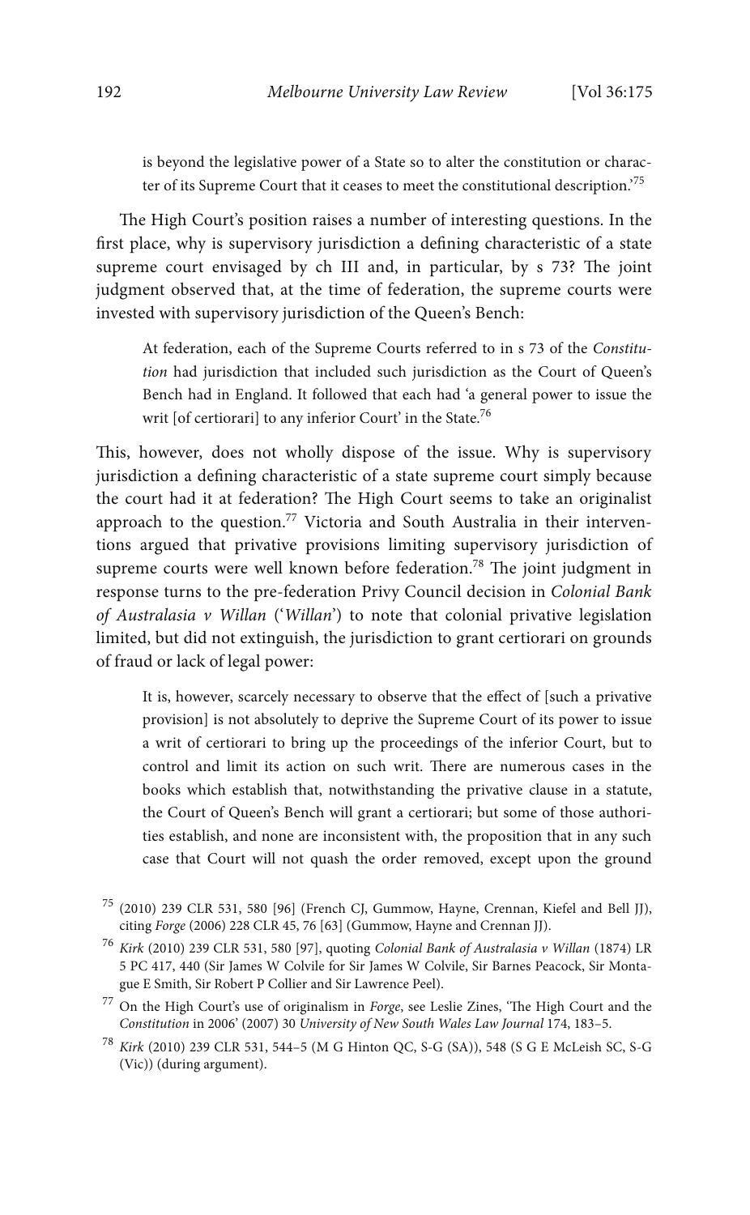is beyond the legislative power of a State so to alter the constitution or character of its Supreme Court that it ceases to meet the constitutional description.'[75]

The High Court's position raises a number of interesting questions. In the first place, why is supervisory jurisdiction a defining characteristic of a state supreme court envisaged by ch III and, in particular, by s 73? The joint judgment observed that, at the time of federation, the supreme courts were invested with supervisory jurisdiction of the Queen's Bench:

> At federation, each of the Supreme Courts referred to in s 73 of the *Constitution* had jurisdiction that included such jurisdiction as the Court of Queen's Bench had in England. It followed that each had 'a general power to issue the writ [of certiorari] to any inferior Court' in the State.[76]

This, however, does not wholly dispose of the issue. Why is supervisory jurisdiction a defining characteristic of a state supreme court simply because the court had it at federation? The High Court seems to take an originalist approach to the question.[77] Victoria and South Australia in their interventions argued that privative provisions limiting supervisory jurisdiction of supreme courts were well known before federation.[78] The joint judgment in response turns to the pre-federation Privy Council decision in *Colonial Bank of Australasia v Willan* ('*Willan*') to note that colonial privative legislation limited, but did not extinguish, the jurisdiction to grant certiorari on grounds of fraud or lack of legal power:

> It is, however, scarcely necessary to observe that the effect of [such a privative provision] is not absolutely to deprive the Supreme Court of its power to issue a writ of certiorari to bring up the proceedings of the inferior Court, but to control and limit its action on such writ. There are numerous cases in the books which establish that, notwithstanding the privative clause in a statute, the Court of Queen's Bench will grant a certiorari; but some of those authorities establish, and none are inconsistent with, the proposition that in any such case that Court will not quash the order removed, except upon the ground

---

[75] (2010) 239 CLR 531, 580 [96] (French CJ, Gummow, Hayne, Crennan, Kiefel and Bell JJ), citing *Forge* (2006) 228 CLR 45, 76 [63] (Gummow, Hayne and Crennan JJ).

[76] *Kirk* (2010) 239 CLR 531, 580 [97], quoting *Colonial Bank of Australasia v Willan* (1874) LR 5 PC 417, 440 (Sir James W Colvile for Sir James W Colvile, Sir Barnes Peacock, Sir Montague E Smith, Sir Robert P Collier and Sir Lawrence Peel).

[77] On the High Court's use of originalism in *Forge*, see Leslie Zines, 'The High Court and the *Constitution* in 2006' (2007) 30 *University of New South Wales Law Journal* 174, 183–5.

[78] *Kirk* (2010) 239 CLR 531, 544–5 (M G Hinton QC, S-G (SA)), 548 (S G E McLeish SC, S-G (Vic)) (during argument).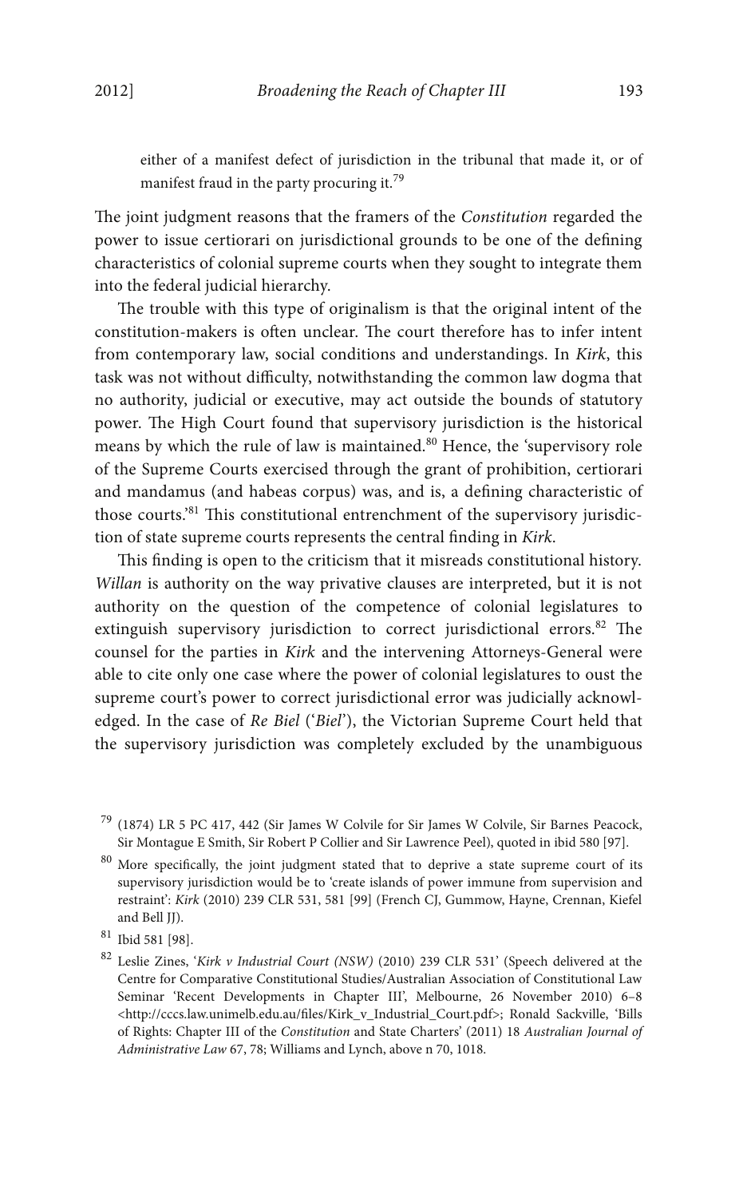either of a manifest defect of jurisdiction in the tribunal that made it, or of manifest fraud in the party procuring it.[79]

The joint judgment reasons that the framers of the *Constitution* regarded the power to issue certiorari on jurisdictional grounds to be one of the defining characteristics of colonial supreme courts when they sought to integrate them into the federal judicial hierarchy.

The trouble with this type of originalism is that the original intent of the constitution-makers is often unclear. The court therefore has to infer intent from contemporary law, social conditions and understandings. In *Kirk*, this task was not without difficulty, notwithstanding the common law dogma that no authority, judicial or executive, may act outside the bounds of statutory power. The High Court found that supervisory jurisdiction is the historical means by which the rule of law is maintained.[80] Hence, the 'supervisory role of the Supreme Courts exercised through the grant of prohibition, certiorari and mandamus (and habeas corpus) was, and is, a defining characteristic of those courts.'[81] This constitutional entrenchment of the supervisory jurisdiction of state supreme courts represents the central finding in *Kirk*.

This finding is open to the criticism that it misreads constitutional history. *Willan* is authority on the way privative clauses are interpreted, but it is not authority on the question of the competence of colonial legislatures to extinguish supervisory jurisdiction to correct jurisdictional errors.[82] The counsel for the parties in *Kirk* and the intervening Attorneys-General were able to cite only one case where the power of colonial legislatures to oust the supreme court's power to correct jurisdictional error was judicially acknowledged. In the case of *Re Biel* ('*Biel*'), the Victorian Supreme Court held that the supervisory jurisdiction was completely excluded by the unambiguous

---

[79] (1874) LR 5 PC 417, 442 (Sir James W Colvile for Sir James W Colvile, Sir Barnes Peacock, Sir Montague E Smith, Sir Robert P Collier and Sir Lawrence Peel), quoted in ibid 580 [97].

[80] More specifically, the joint judgment stated that to deprive a state supreme court of its supervisory jurisdiction would be to 'create islands of power immune from supervision and restraint': *Kirk* (2010) 239 CLR 531, 581 [99] (French CJ, Gummow, Hayne, Crennan, Kiefel and Bell JJ).

[81] Ibid 581 [98].

[82] Leslie Zines, '*Kirk v Industrial Court (NSW)* (2010) 239 CLR 531' (Speech delivered at the Centre for Comparative Constitutional Studies/Australian Association of Constitutional Law Seminar 'Recent Developments in Chapter III', Melbourne, 26 November 2010) 6–8 <http://cccs.law.unimelb.edu.au/files/Kirk_v_Industrial_Court.pdf>; Ronald Sackville, 'Bills of Rights: Chapter III of the *Constitution* and State Charters' (2011) 18 *Australian Journal of Administrative Law* 67, 78; Williams and Lynch, above n 70, 1018.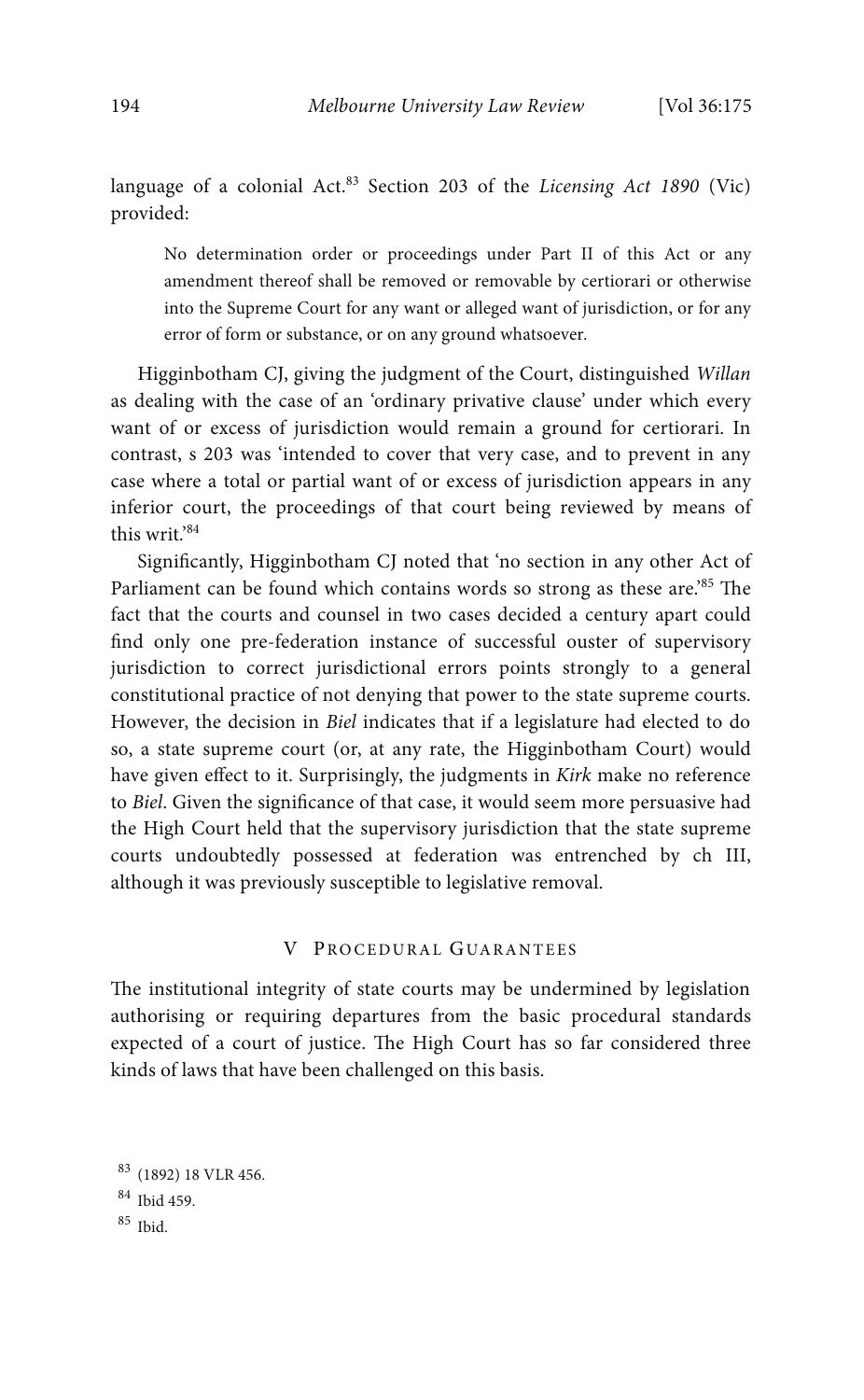language of a colonial Act.[83] Section 203 of the *Licensing Act 1890* (Vic) provided:

> No determination order or proceedings under Part II of this Act or any amendment thereof shall be removed or removable by certiorari or otherwise into the Supreme Court for any want or alleged want of jurisdiction, or for any error of form or substance, or on any ground whatsoever.

Higginbotham CJ, giving the judgment of the Court, distinguished *Willan* as dealing with the case of an 'ordinary privative clause' under which every want of or excess of jurisdiction would remain a ground for certiorari. In contrast, s 203 was 'intended to cover that very case, and to prevent in any case where a total or partial want of or excess of jurisdiction appears in any inferior court, the proceedings of that court being reviewed by means of this writ.'[84]

Significantly, Higginbotham CJ noted that 'no section in any other Act of Parliament can be found which contains words so strong as these are.'[85] The fact that the courts and counsel in two cases decided a century apart could find only one pre-federation instance of successful ouster of supervisory jurisdiction to correct jurisdictional errors points strongly to a general constitutional practice of not denying that power to the state supreme courts. However, the decision in *Biel* indicates that if a legislature had elected to do so, a state supreme court (or, at any rate, the Higginbotham Court) would have given effect to it. Surprisingly, the judgments in *Kirk* make no reference to *Biel*. Given the significance of that case, it would seem more persuasive had the High Court held that the supervisory jurisdiction that the state supreme courts undoubtedly possessed at federation was entrenched by ch III, although it was previously susceptible to legislative removal.

## V Procedural Guarantees

The institutional integrity of state courts may be undermined by legislation authorising or requiring departures from the basic procedural standards expected of a court of justice. The High Court has so far considered three kinds of laws that have been challenged on this basis.

[83] (1892) 18 VLR 456.

[84] Ibid 459.

[85] Ibid.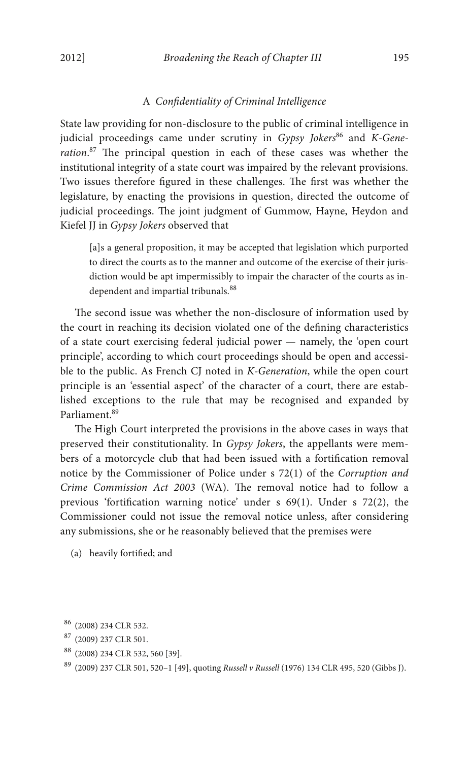### A *Confidentiality of Criminal Intelligence*

State law providing for non-disclosure to the public of criminal intelligence in judicial proceedings came under scrutiny in *Gypsy Jokers*[86] and *K-Generation*.[87] The principal question in each of these cases was whether the institutional integrity of a state court was impaired by the relevant provisions. Two issues therefore figured in these challenges. The first was whether the legislature, by enacting the provisions in question, directed the outcome of judicial proceedings. The joint judgment of Gummow, Hayne, Heydon and Kiefel JJ in *Gypsy Jokers* observed that

> [a]s a general proposition, it may be accepted that legislation which purported to direct the courts as to the manner and outcome of the exercise of their jurisdiction would be apt impermissibly to impair the character of the courts as independent and impartial tribunals.[88]

The second issue was whether the non-disclosure of information used by the court in reaching its decision violated one of the defining characteristics of a state court exercising federal judicial power — namely, the 'open court principle', according to which court proceedings should be open and accessible to the public. As French CJ noted in *K-Generation*, while the open court principle is an 'essential aspect' of the character of a court, there are established exceptions to the rule that may be recognised and expanded by Parliament.[89]

The High Court interpreted the provisions in the above cases in ways that preserved their constitutionality. In *Gypsy Jokers*, the appellants were members of a motorcycle club that had been issued with a fortification removal notice by the Commissioner of Police under s 72(1) of the *Corruption and Crime Commission Act 2003* (WA). The removal notice had to follow a previous 'fortification warning notice' under s 69(1). Under s 72(2), the Commissioner could not issue the removal notice unless, after considering any submissions, she or he reasonably believed that the premises were

(a) heavily fortified; and

---

[86] (2008) 234 CLR 532.

[87] (2009) 237 CLR 501.

[88] (2008) 234 CLR 532, 560 [39].

[89] (2009) 237 CLR 501, 520–1 [49], quoting *Russell v Russell* (1976) 134 CLR 495, 520 (Gibbs J).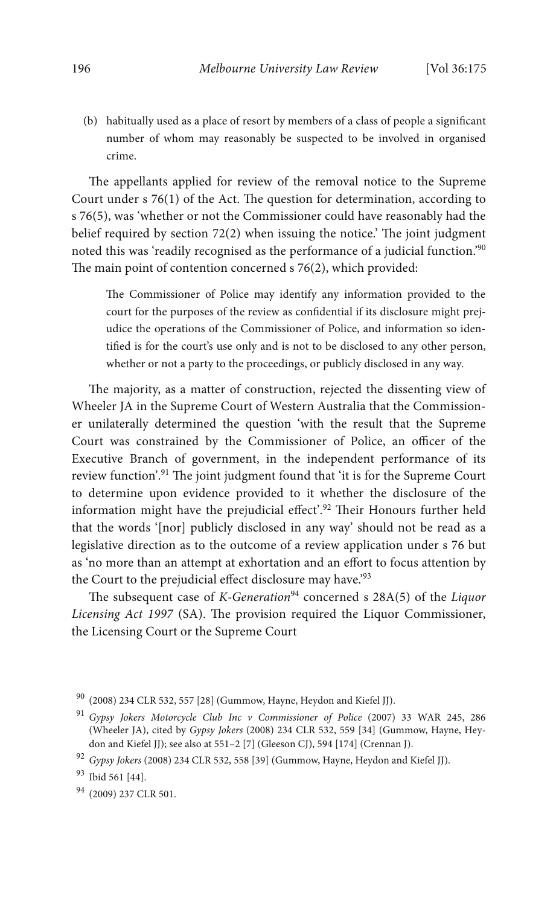(b) habitually used as a place of resort by members of a class of people a significant number of whom may reasonably be suspected to be involved in organised crime.

The appellants applied for review of the removal notice to the Supreme Court under s 76(1) of the Act. The question for determination, according to s 76(5), was 'whether or not the Commissioner could have reasonably had the belief required by section 72(2) when issuing the notice.' The joint judgment noted this was 'readily recognised as the performance of a judicial function.'[90] The main point of contention concerned s 76(2), which provided:

> The Commissioner of Police may identify any information provided to the court for the purposes of the review as confidential if its disclosure might prejudice the operations of the Commissioner of Police, and information so identified is for the court's use only and is not to be disclosed to any other person, whether or not a party to the proceedings, or publicly disclosed in any way.

The majority, as a matter of construction, rejected the dissenting view of Wheeler JA in the Supreme Court of Western Australia that the Commissioner unilaterally determined the question 'with the result that the Supreme Court was constrained by the Commissioner of Police, an officer of the Executive Branch of government, in the independent performance of its review function'.[91] The joint judgment found that 'it is for the Supreme Court to determine upon evidence provided to it whether the disclosure of the information might have the prejudicial effect'.[92] Their Honours further held that the words '[nor] publicly disclosed in any way' should not be read as a legislative direction as to the outcome of a review application under s 76 but as 'no more than an attempt at exhortation and an effort to focus attention by the Court to the prejudicial effect disclosure may have.'[93]

The subsequent case of *K-Generation*[94] concerned s 28A(5) of the *Liquor Licensing Act 1997* (SA). The provision required the Liquor Commissioner, the Licensing Court or the Supreme Court

---

[90] (2008) 234 CLR 532, 557 [28] (Gummow, Hayne, Heydon and Kiefel JJ).

[91] *Gypsy Jokers Motorcycle Club Inc v Commissioner of Police* (2007) 33 WAR 245, 286 (Wheeler JA), cited by *Gypsy Jokers* (2008) 234 CLR 532, 559 [34] (Gummow, Hayne, Heydon and Kiefel JJ); see also at 551–2 [7] (Gleeson CJ), 594 [174] (Crennan J).

[92] *Gypsy Jokers* (2008) 234 CLR 532, 558 [39] (Gummow, Hayne, Heydon and Kiefel JJ).

[93] Ibid 561 [44].

[94] (2009) 237 CLR 501.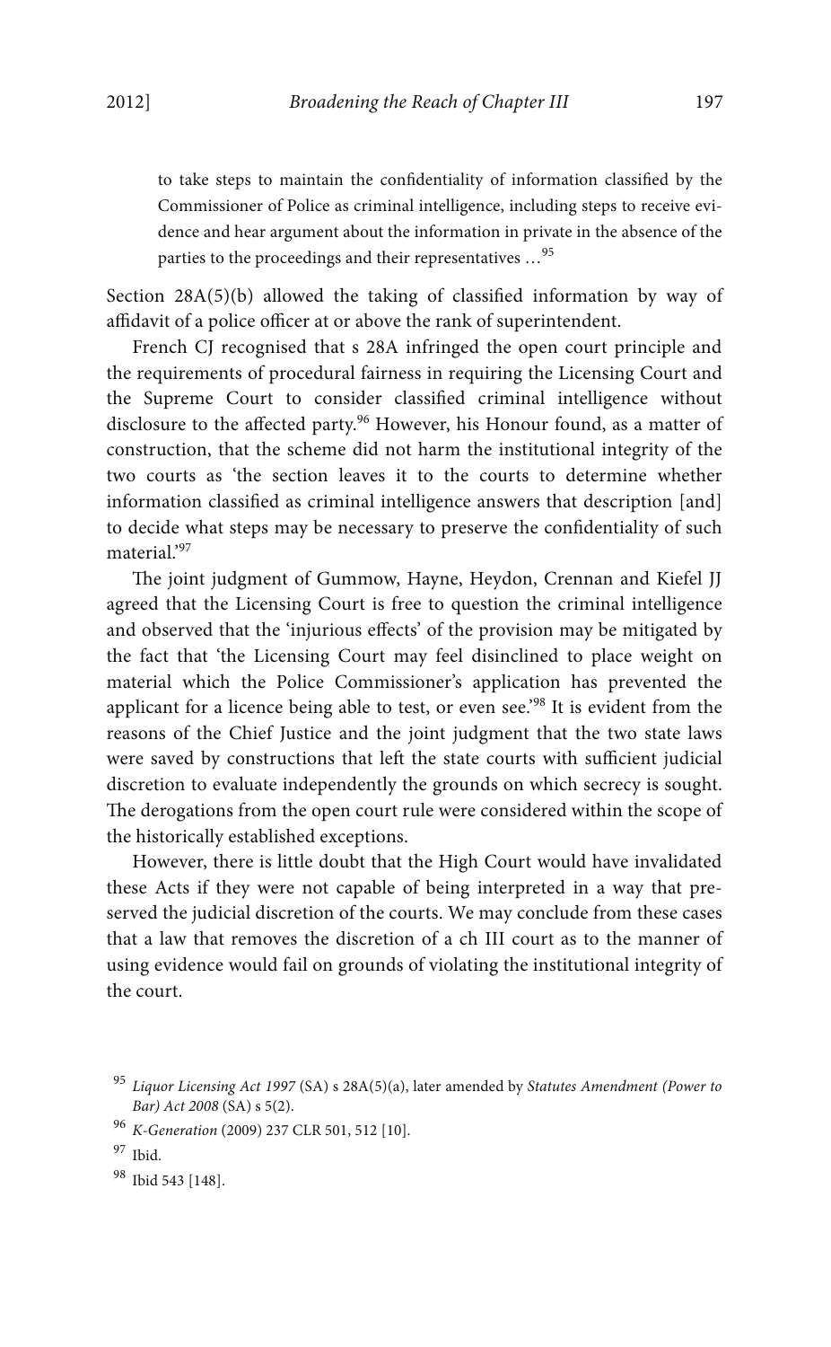> to take steps to maintain the confidentiality of information classified by the Commissioner of Police as criminal intelligence, including steps to receive evidence and hear argument about the information in private in the absence of the parties to the proceedings and their representatives …[95]

Section 28A(5)(b) allowed the taking of classified information by way of affidavit of a police officer at or above the rank of superintendent.

French CJ recognised that s 28A infringed the open court principle and the requirements of procedural fairness in requiring the Licensing Court and the Supreme Court to consider classified criminal intelligence without disclosure to the affected party.[96] However, his Honour found, as a matter of construction, that the scheme did not harm the institutional integrity of the two courts as 'the section leaves it to the courts to determine whether information classified as criminal intelligence answers that description [and] to decide what steps may be necessary to preserve the confidentiality of such material.'[97]

The joint judgment of Gummow, Hayne, Heydon, Crennan and Kiefel JJ agreed that the Licensing Court is free to question the criminal intelligence and observed that the 'injurious effects' of the provision may be mitigated by the fact that 'the Licensing Court may feel disinclined to place weight on material which the Police Commissioner's application has prevented the applicant for a licence being able to test, or even see.'[98] It is evident from the reasons of the Chief Justice and the joint judgment that the two state laws were saved by constructions that left the state courts with sufficient judicial discretion to evaluate independently the grounds on which secrecy is sought. The derogations from the open court rule were considered within the scope of the historically established exceptions.

However, there is little doubt that the High Court would have invalidated these Acts if they were not capable of being interpreted in a way that preserved the judicial discretion of the courts. We may conclude from these cases that a law that removes the discretion of a ch III court as to the manner of using evidence would fail on grounds of violating the institutional integrity of the court.

---

[95] *Liquor Licensing Act 1997* (SA) s 28A(5)(a), later amended by *Statutes Amendment (Power to Bar) Act 2008* (SA) s 5(2).

[96] *K-Generation* (2009) 237 CLR 501, 512 [10].

[97] Ibid.

[98] Ibid 543 [148].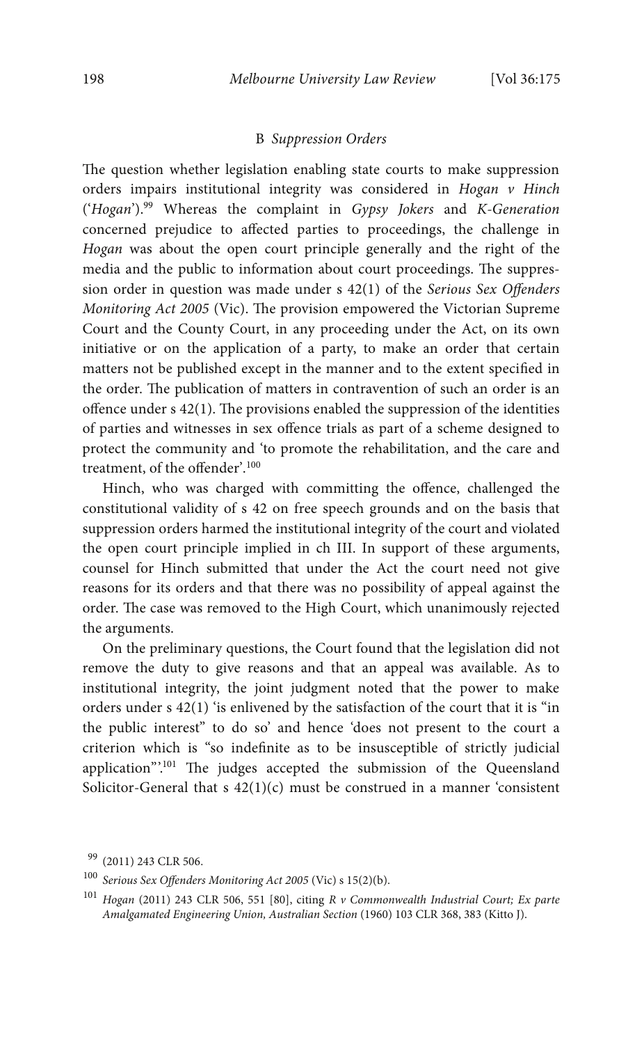### B *Suppression Orders*

The question whether legislation enabling state courts to make suppression orders impairs institutional integrity was considered in *Hogan v Hinch* ('*Hogan*').[99] Whereas the complaint in *Gypsy Jokers* and *K-Generation* concerned prejudice to affected parties to proceedings, the challenge in *Hogan* was about the open court principle generally and the right of the media and the public to information about court proceedings. The suppression order in question was made under s 42(1) of the *Serious Sex Offenders Monitoring Act 2005* (Vic). The provision empowered the Victorian Supreme Court and the County Court, in any proceeding under the Act, on its own initiative or on the application of a party, to make an order that certain matters not be published except in the manner and to the extent specified in the order. The publication of matters in contravention of such an order is an offence under s 42(1). The provisions enabled the suppression of the identities of parties and witnesses in sex offence trials as part of a scheme designed to protect the community and 'to promote the rehabilitation, and the care and treatment, of the offender'.[100]

Hinch, who was charged with committing the offence, challenged the constitutional validity of s 42 on free speech grounds and on the basis that suppression orders harmed the institutional integrity of the court and violated the open court principle implied in ch III. In support of these arguments, counsel for Hinch submitted that under the Act the court need not give reasons for its orders and that there was no possibility of appeal against the order. The case was removed to the High Court, which unanimously rejected the arguments.

On the preliminary questions, the Court found that the legislation did not remove the duty to give reasons and that an appeal was available. As to institutional integrity, the joint judgment noted that the power to make orders under s 42(1) 'is enlivened by the satisfaction of the court that it is "in the public interest" to do so' and hence 'does not present to the court a criterion which is "so indefinite as to be insusceptible of strictly judicial application"'.[101] The judges accepted the submission of the Queensland Solicitor-General that s 42(1)(c) must be construed in a manner 'consistent

---

[99] (2011) 243 CLR 506.

[100] *Serious Sex Offenders Monitoring Act 2005* (Vic) s 15(2)(b).

[101] *Hogan* (2011) 243 CLR 506, 551 [80], citing *R v Commonwealth Industrial Court; Ex parte Amalgamated Engineering Union, Australian Section* (1960) 103 CLR 368, 383 (Kitto J).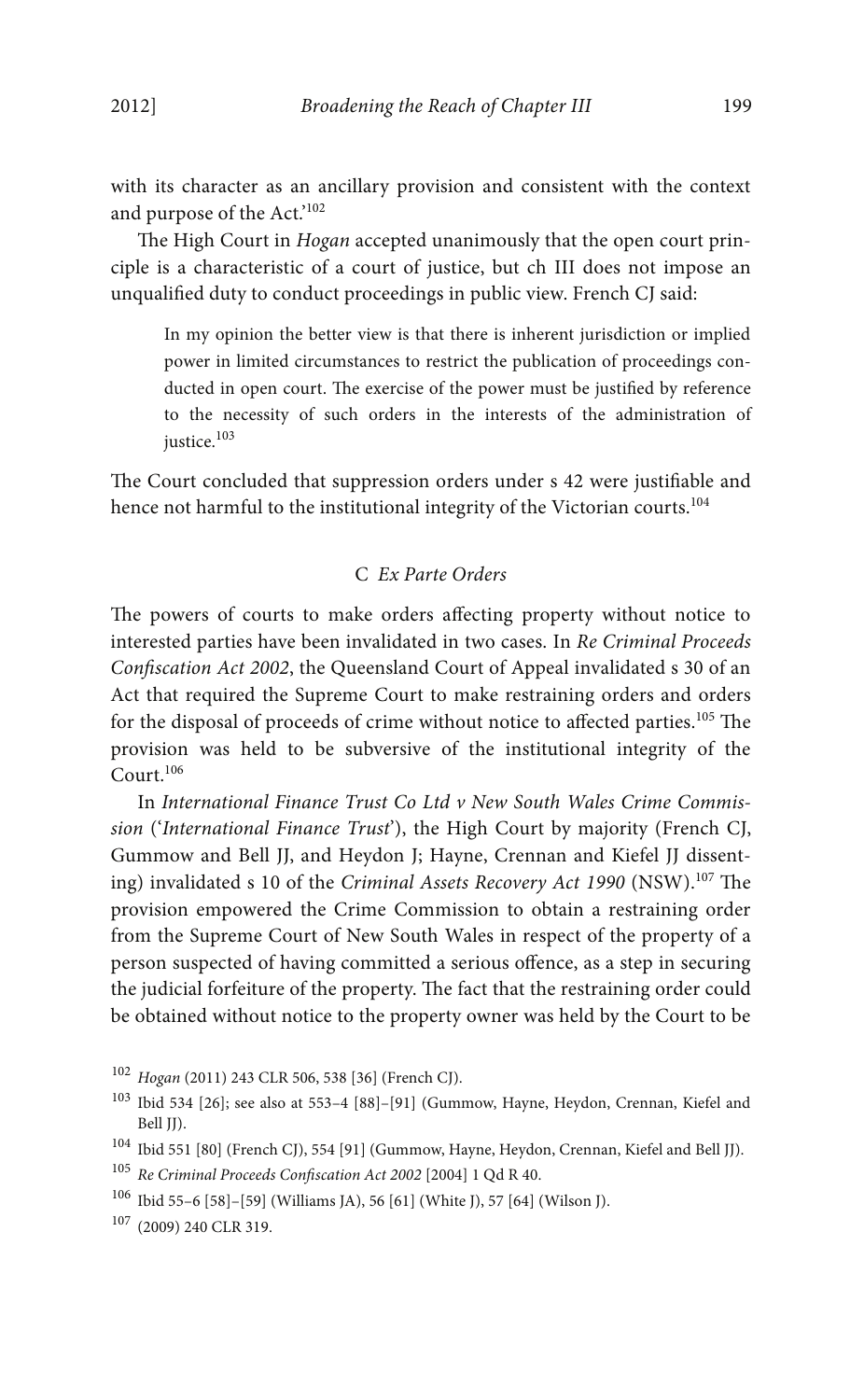with its character as an ancillary provision and consistent with the context and purpose of the Act.'[102]

The High Court in *Hogan* accepted unanimously that the open court principle is a characteristic of a court of justice, but ch III does not impose an unqualified duty to conduct proceedings in public view. French CJ said:

> In my opinion the better view is that there is inherent jurisdiction or implied power in limited circumstances to restrict the publication of proceedings conducted in open court. The exercise of the power must be justified by reference to the necessity of such orders in the interests of the administration of justice.[103]

The Court concluded that suppression orders under s 42 were justifiable and hence not harmful to the institutional integrity of the Victorian courts.[104]

### C *Ex Parte Orders*

The powers of courts to make orders affecting property without notice to interested parties have been invalidated in two cases. In *Re Criminal Proceeds Confiscation Act 2002*, the Queensland Court of Appeal invalidated s 30 of an Act that required the Supreme Court to make restraining orders and orders for the disposal of proceeds of crime without notice to affected parties.[105] The provision was held to be subversive of the institutional integrity of the Court.[106]

In *International Finance Trust Co Ltd v New South Wales Crime Commission* ('*International Finance Trust*'), the High Court by majority (French CJ, Gummow and Bell JJ, and Heydon J; Hayne, Crennan and Kiefel JJ dissenting) invalidated s 10 of the *Criminal Assets Recovery Act 1990* (NSW).[107] The provision empowered the Crime Commission to obtain a restraining order from the Supreme Court of New South Wales in respect of the property of a person suspected of having committed a serious offence, as a step in securing the judicial forfeiture of the property. The fact that the restraining order could be obtained without notice to the property owner was held by the Court to be

---

[102] *Hogan* (2011) 243 CLR 506, 538 [36] (French CJ).

[103] Ibid 534 [26]; see also at 553–4 [88]–[91] (Gummow, Hayne, Heydon, Crennan, Kiefel and Bell JJ).

[104] Ibid 551 [80] (French CJ), 554 [91] (Gummow, Hayne, Heydon, Crennan, Kiefel and Bell JJ).

[105] *Re Criminal Proceeds Confiscation Act 2002* [2004] 1 Qd R 40.

[106] Ibid 55–6 [58]–[59] (Williams JA), 56 [61] (White J), 57 [64] (Wilson J).

[107] (2009) 240 CLR 319.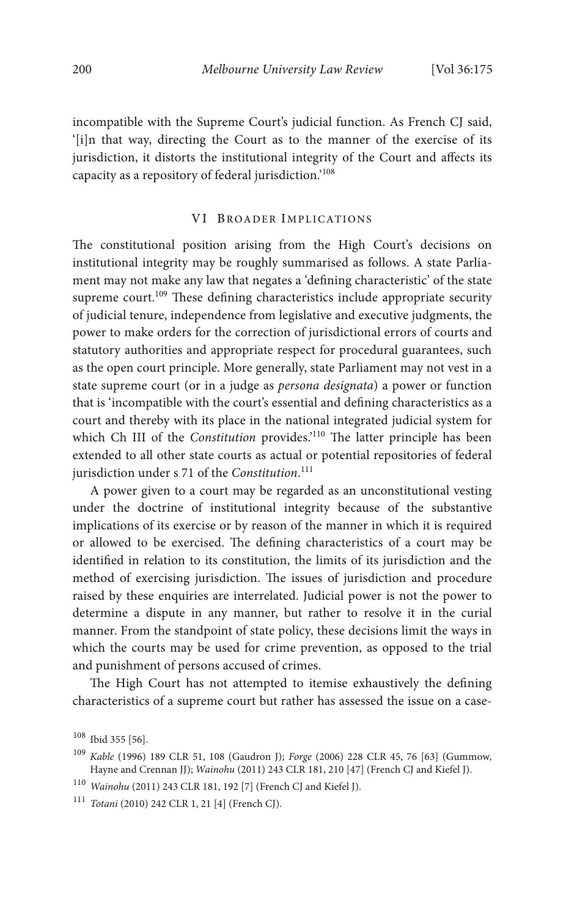incompatible with the Supreme Court's judicial function. As French CJ said, '[i]n that way, directing the Court as to the manner of the exercise of its jurisdiction, it distorts the institutional integrity of the Court and affects its capacity as a repository of federal jurisdiction.'[108]

## VI BROADER IMPLICATIONS

The constitutional position arising from the High Court's decisions on institutional integrity may be roughly summarised as follows. A state Parliament may not make any law that negates a 'defining characteristic' of the state supreme court.[109] These defining characteristics include appropriate security of judicial tenure, independence from legislative and executive judgments, the power to make orders for the correction of jurisdictional errors of courts and statutory authorities and appropriate respect for procedural guarantees, such as the open court principle. More generally, state Parliament may not vest in a state supreme court (or in a judge as *persona designata*) a power or function that is 'incompatible with the court's essential and defining characteristics as a court and thereby with its place in the national integrated judicial system for which Ch III of the *Constitution* provides.'[110] The latter principle has been extended to all other state courts as actual or potential repositories of federal jurisdiction under s 71 of the *Constitution*.[111]

A power given to a court may be regarded as an unconstitutional vesting under the doctrine of institutional integrity because of the substantive implications of its exercise or by reason of the manner in which it is required or allowed to be exercised. The defining characteristics of a court may be identified in relation to its constitution, the limits of its jurisdiction and the method of exercising jurisdiction. The issues of jurisdiction and procedure raised by these enquiries are interrelated. Judicial power is not the power to determine a dispute in any manner, but rather to resolve it in the curial manner. From the standpoint of state policy, these decisions limit the ways in which the courts may be used for crime prevention, as opposed to the trial and punishment of persons accused of crimes.

The High Court has not attempted to itemise exhaustively the defining characteristics of a supreme court but rather has assessed the issue on a case-

---

108 Ibid 355 [56].

109 *Kable* (1996) 189 CLR 51, 108 (Gaudron J); *Forge* (2006) 228 CLR 45, 76 [63] (Gummow, Hayne and Crennan JJ); *Wainohu* (2011) 243 CLR 181, 210 [47] (French CJ and Kiefel J).

110 *Wainohu* (2011) 243 CLR 181, 192 [7] (French CJ and Kiefel J).

111 *Totani* (2010) 242 CLR 1, 21 [4] (French CJ).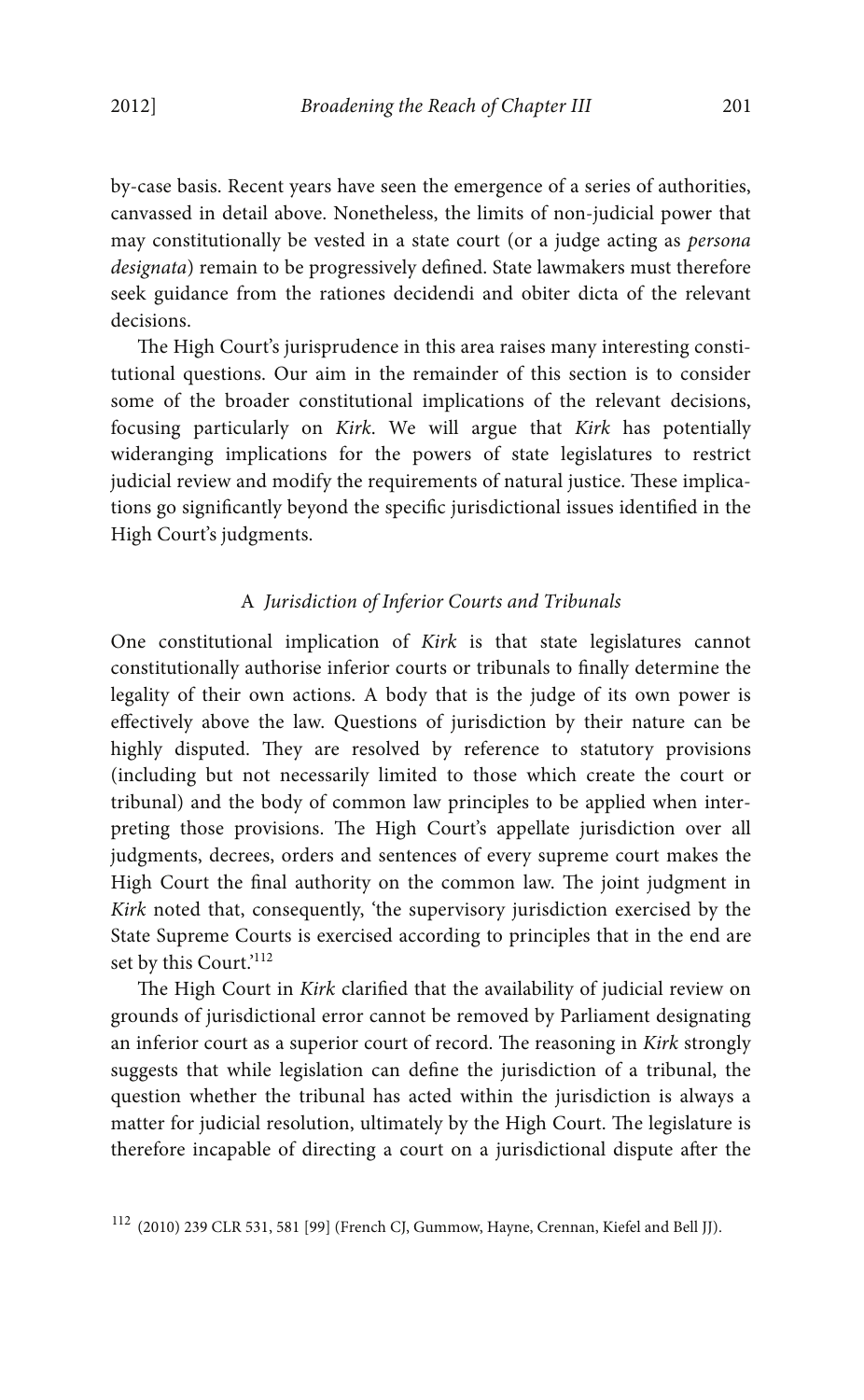by-case basis. Recent years have seen the emergence of a series of authorities, canvassed in detail above. Nonetheless, the limits of non-judicial power that may constitutionally be vested in a state court (or a judge acting as *persona designata*) remain to be progressively defined. State lawmakers must therefore seek guidance from the rationes decidendi and obiter dicta of the relevant decisions.

The High Court's jurisprudence in this area raises many interesting constitutional questions. Our aim in the remainder of this section is to consider some of the broader constitutional implications of the relevant decisions, focusing particularly on *Kirk*. We will argue that *Kirk* has potentially wideranging implications for the powers of state legislatures to restrict judicial review and modify the requirements of natural justice. These implications go significantly beyond the specific jurisdictional issues identified in the High Court's judgments.

### A *Jurisdiction of Inferior Courts and Tribunals*

One constitutional implication of *Kirk* is that state legislatures cannot constitutionally authorise inferior courts or tribunals to finally determine the legality of their own actions. A body that is the judge of its own power is effectively above the law. Questions of jurisdiction by their nature can be highly disputed. They are resolved by reference to statutory provisions (including but not necessarily limited to those which create the court or tribunal) and the body of common law principles to be applied when interpreting those provisions. The High Court's appellate jurisdiction over all judgments, decrees, orders and sentences of every supreme court makes the High Court the final authority on the common law. The joint judgment in *Kirk* noted that, consequently, 'the supervisory jurisdiction exercised by the State Supreme Courts is exercised according to principles that in the end are set by this Court.'[112]

The High Court in *Kirk* clarified that the availability of judicial review on grounds of jurisdictional error cannot be removed by Parliament designating an inferior court as a superior court of record. The reasoning in *Kirk* strongly suggests that while legislation can define the jurisdiction of a tribunal, the question whether the tribunal has acted within the jurisdiction is always a matter for judicial resolution, ultimately by the High Court. The legislature is therefore incapable of directing a court on a jurisdictional dispute after the

[112] (2010) 239 CLR 531, 581 [99] (French CJ, Gummow, Hayne, Crennan, Kiefel and Bell JJ).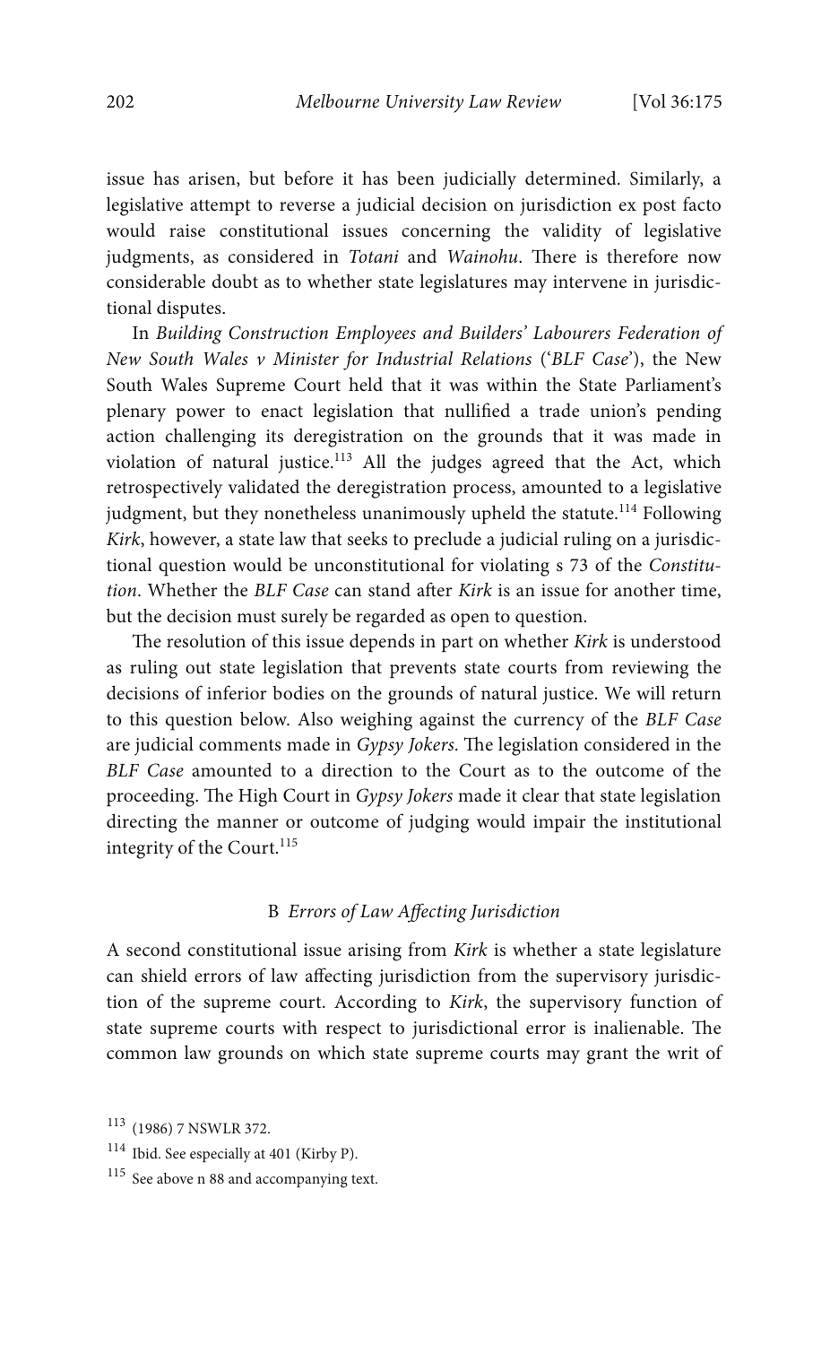issue has arisen, but before it has been judicially determined. Similarly, a legislative attempt to reverse a judicial decision on jurisdiction ex post facto would raise constitutional issues concerning the validity of legislative judgments, as considered in *Totani* and *Wainohu*. There is therefore now considerable doubt as to whether state legislatures may intervene in jurisdictional disputes.

In *Building Construction Employees and Builders' Labourers Federation of New South Wales v Minister for Industrial Relations* ('*BLF Case*'), the New South Wales Supreme Court held that it was within the State Parliament's plenary power to enact legislation that nullified a trade union's pending action challenging its deregistration on the grounds that it was made in violation of natural justice.[113] All the judges agreed that the Act, which retrospectively validated the deregistration process, amounted to a legislative judgment, but they nonetheless unanimously upheld the statute.[114] Following *Kirk*, however, a state law that seeks to preclude a judicial ruling on a jurisdictional question would be unconstitutional for violating s 73 of the *Constitution*. Whether the *BLF Case* can stand after *Kirk* is an issue for another time, but the decision must surely be regarded as open to question.

The resolution of this issue depends in part on whether *Kirk* is understood as ruling out state legislation that prevents state courts from reviewing the decisions of inferior bodies on the grounds of natural justice. We will return to this question below. Also weighing against the currency of the *BLF Case* are judicial comments made in *Gypsy Jokers*. The legislation considered in the *BLF Case* amounted to a direction to the Court as to the outcome of the proceeding. The High Court in *Gypsy Jokers* made it clear that state legislation directing the manner or outcome of judging would impair the institutional integrity of the Court.[115]

### B *Errors of Law Affecting Jurisdiction*

A second constitutional issue arising from *Kirk* is whether a state legislature can shield errors of law affecting jurisdiction from the supervisory jurisdiction of the supreme court. According to *Kirk*, the supervisory function of state supreme courts with respect to jurisdictional error is inalienable. The common law grounds on which state supreme courts may grant the writ of

[113] (1986) 7 NSWLR 372.

[114] Ibid. See especially at 401 (Kirby P).

[115] See above n 88 and accompanying text.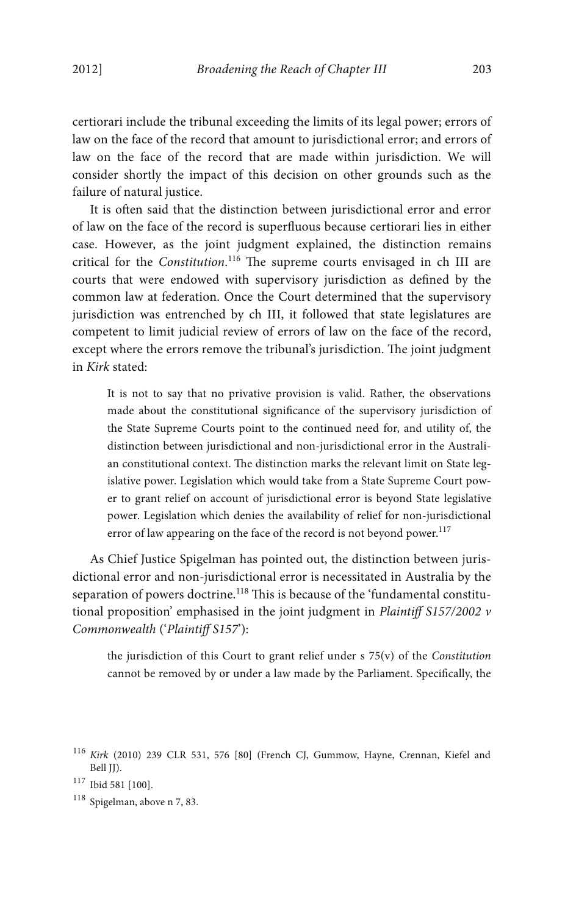certiorari include the tribunal exceeding the limits of its legal power; errors of law on the face of the record that amount to jurisdictional error; and errors of law on the face of the record that are made within jurisdiction. We will consider shortly the impact of this decision on other grounds such as the failure of natural justice.

It is often said that the distinction between jurisdictional error and error of law on the face of the record is superfluous because certiorari lies in either case. However, as the joint judgment explained, the distinction remains critical for the *Constitution*.[116] The supreme courts envisaged in ch III are courts that were endowed with supervisory jurisdiction as defined by the common law at federation. Once the Court determined that the supervisory jurisdiction was entrenched by ch III, it followed that state legislatures are competent to limit judicial review of errors of law on the face of the record, except where the errors remove the tribunal's jurisdiction. The joint judgment in *Kirk* stated:

> It is not to say that no privative provision is valid. Rather, the observations made about the constitutional significance of the supervisory jurisdiction of the State Supreme Courts point to the continued need for, and utility of, the distinction between jurisdictional and non-jurisdictional error in the Australian constitutional context. The distinction marks the relevant limit on State legislative power. Legislation which would take from a State Supreme Court power to grant relief on account of jurisdictional error is beyond State legislative power. Legislation which denies the availability of relief for non-jurisdictional error of law appearing on the face of the record is not beyond power.[117]

As Chief Justice Spigelman has pointed out, the distinction between jurisdictional error and non-jurisdictional error is necessitated in Australia by the separation of powers doctrine.[118] This is because of the 'fundamental constitutional proposition' emphasised in the joint judgment in *Plaintiff S157/2002 v Commonwealth* ('*Plaintiff S157*'):

> the jurisdiction of this Court to grant relief under s 75(v) of the *Constitution* cannot be removed by or under a law made by the Parliament. Specifically, the

---

[116] *Kirk* (2010) 239 CLR 531, 576 [80] (French CJ, Gummow, Hayne, Crennan, Kiefel and Bell JJ).

[117] Ibid 581 [100].

[118] Spigelman, above n 7, 83.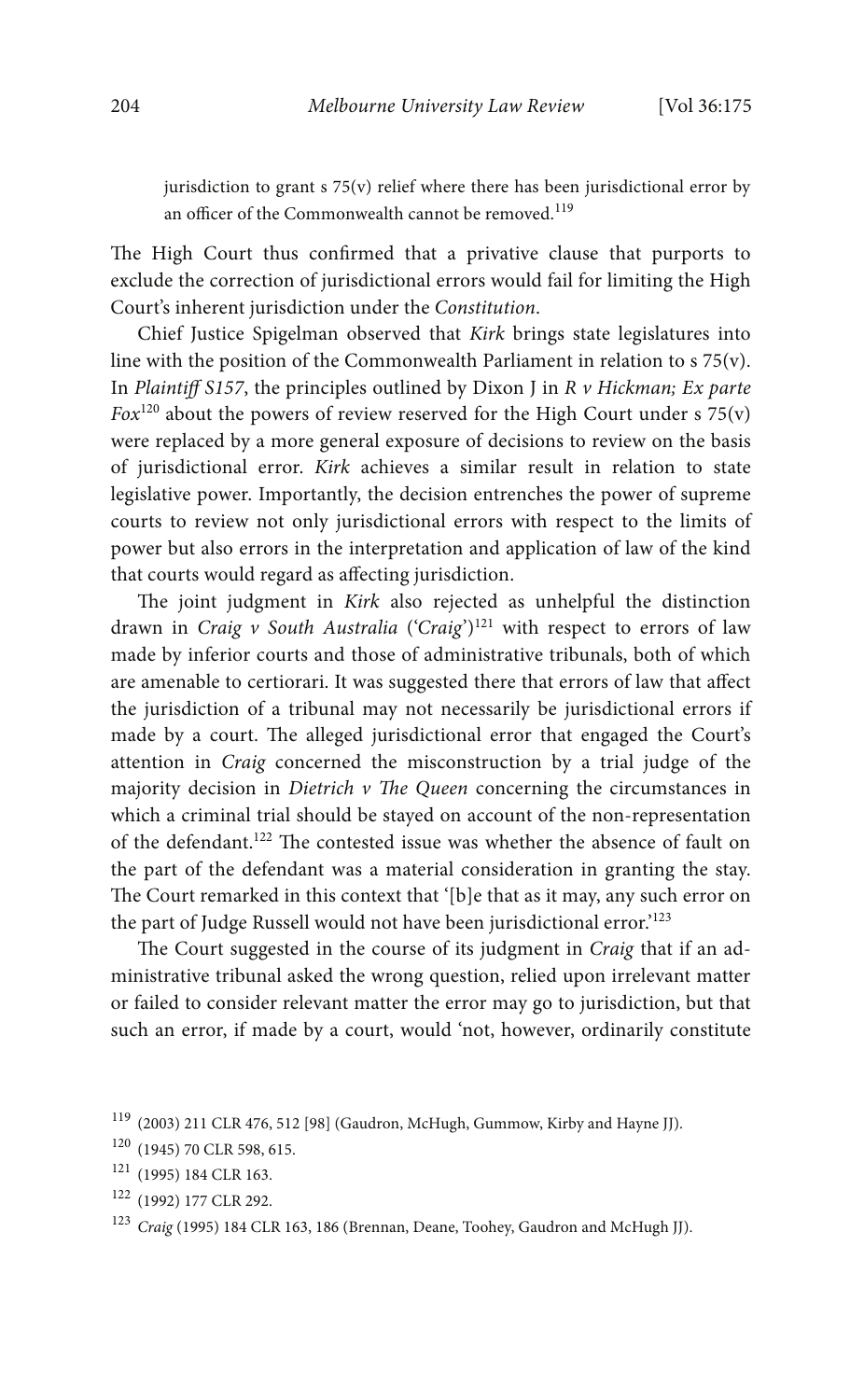jurisdiction to grant s 75(v) relief where there has been jurisdictional error by an officer of the Commonwealth cannot be removed.[119]

The High Court thus confirmed that a privative clause that purports to exclude the correction of jurisdictional errors would fail for limiting the High Court's inherent jurisdiction under the *Constitution*.

Chief Justice Spigelman observed that *Kirk* brings state legislatures into line with the position of the Commonwealth Parliament in relation to s 75(v). In *Plaintiff S157*, the principles outlined by Dixon J in *R v Hickman; Ex parte Fox*[120] about the powers of review reserved for the High Court under s 75(v) were replaced by a more general exposure of decisions to review on the basis of jurisdictional error. *Kirk* achieves a similar result in relation to state legislative power. Importantly, the decision entrenches the power of supreme courts to review not only jurisdictional errors with respect to the limits of power but also errors in the interpretation and application of law of the kind that courts would regard as affecting jurisdiction.

The joint judgment in *Kirk* also rejected as unhelpful the distinction drawn in *Craig v South Australia* ('*Craig*')[121] with respect to errors of law made by inferior courts and those of administrative tribunals, both of which are amenable to certiorari. It was suggested there that errors of law that affect the jurisdiction of a tribunal may not necessarily be jurisdictional errors if made by a court. The alleged jurisdictional error that engaged the Court's attention in *Craig* concerned the misconstruction by a trial judge of the majority decision in *Dietrich v The Queen* concerning the circumstances in which a criminal trial should be stayed on account of the non-representation of the defendant.[122] The contested issue was whether the absence of fault on the part of the defendant was a material consideration in granting the stay. The Court remarked in this context that '[b]e that as it may, any such error on the part of Judge Russell would not have been jurisdictional error.'[123]

The Court suggested in the course of its judgment in *Craig* that if an administrative tribunal asked the wrong question, relied upon irrelevant matter or failed to consider relevant matter the error may go to jurisdiction, but that such an error, if made by a court, would 'not, however, ordinarily constitute

[119] (2003) 211 CLR 476, 512 [98] (Gaudron, McHugh, Gummow, Kirby and Hayne JJ).

[120] (1945) 70 CLR 598, 615.

[121] (1995) 184 CLR 163.

[122] (1992) 177 CLR 292.

[123] *Craig* (1995) 184 CLR 163, 186 (Brennan, Deane, Toohey, Gaudron and McHugh JJ).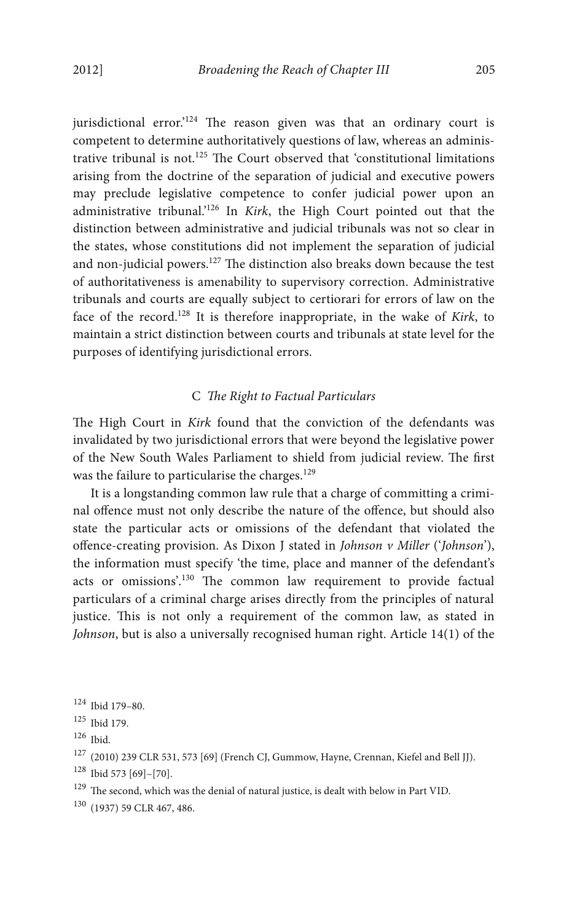jurisdictional error.'[124] The reason given was that an ordinary court is competent to determine authoritatively questions of law, whereas an administrative tribunal is not.[125] The Court observed that 'constitutional limitations arising from the doctrine of the separation of judicial and executive powers may preclude legislative competence to confer judicial power upon an administrative tribunal.'[126] In *Kirk*, the High Court pointed out that the distinction between administrative and judicial tribunals was not so clear in the states, whose constitutions did not implement the separation of judicial and non-judicial powers.[127] The distinction also breaks down because the test of authoritativeness is amenability to supervisory correction. Administrative tribunals and courts are equally subject to certiorari for errors of law on the face of the record.[128] It is therefore inappropriate, in the wake of *Kirk*, to maintain a strict distinction between courts and tribunals at state level for the purposes of identifying jurisdictional errors.

### C *The Right to Factual Particulars*

The High Court in *Kirk* found that the conviction of the defendants was invalidated by two jurisdictional errors that were beyond the legislative power of the New South Wales Parliament to shield from judicial review. The first was the failure to particularise the charges.[129]

It is a longstanding common law rule that a charge of committing a criminal offence must not only describe the nature of the offence, but should also state the particular acts or omissions of the defendant that violated the offence-creating provision. As Dixon J stated in *Johnson v Miller* ('*Johnson*'), the information must specify 'the time, place and manner of the defendant's acts or omissions'.[130] The common law requirement to provide factual particulars of a criminal charge arises directly from the principles of natural justice. This is not only a requirement of the common law, as stated in *Johnson*, but is also a universally recognised human right. Article 14(1) of the

---

[124] Ibid 179–80.

[125] Ibid 179.

[126] Ibid.

[127] (2010) 239 CLR 531, 573 [69] (French CJ, Gummow, Hayne, Crennan, Kiefel and Bell JJ).

[128] Ibid 573 [69]–[70].

[129] The second, which was the denial of natural justice, is dealt with below in Part VID.

[130] (1937) 59 CLR 467, 486.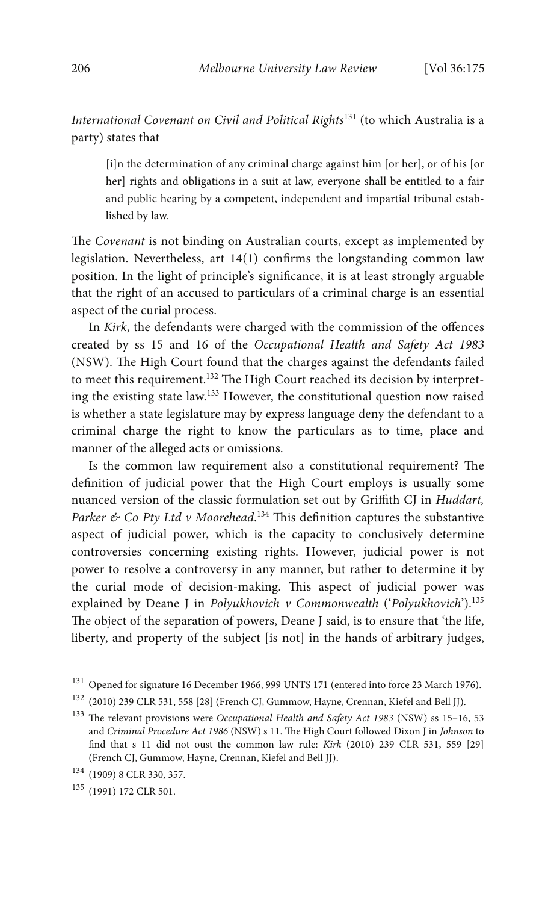*International Covenant on Civil and Political Rights*[131] (to which Australia is a party) states that

> [i]n the determination of any criminal charge against him [or her], or of his [or her] rights and obligations in a suit at law, everyone shall be entitled to a fair and public hearing by a competent, independent and impartial tribunal established by law.

The *Covenant* is not binding on Australian courts, except as implemented by legislation. Nevertheless, art 14(1) confirms the longstanding common law position. In the light of principle's significance, it is at least strongly arguable that the right of an accused to particulars of a criminal charge is an essential aspect of the curial process.

In *Kirk*, the defendants were charged with the commission of the offences created by ss 15 and 16 of the *Occupational Health and Safety Act 1983* (NSW). The High Court found that the charges against the defendants failed to meet this requirement.[132] The High Court reached its decision by interpreting the existing state law.[133] However, the constitutional question now raised is whether a state legislature may by express language deny the defendant to a criminal charge the right to know the particulars as to time, place and manner of the alleged acts or omissions.

Is the common law requirement also a constitutional requirement? The definition of judicial power that the High Court employs is usually some nuanced version of the classic formulation set out by Griffith CJ in *Huddart, Parker & Co Pty Ltd v Moorehead*.[134] This definition captures the substantive aspect of judicial power, which is the capacity to conclusively determine controversies concerning existing rights. However, judicial power is not power to resolve a controversy in any manner, but rather to determine it by the curial mode of decision-making. This aspect of judicial power was explained by Deane J in *Polyukhovich v Commonwealth* ('*Polyukhovich*').[135] The object of the separation of powers, Deane J said, is to ensure that 'the life, liberty, and property of the subject [is not] in the hands of arbitrary judges,

---

[131] Opened for signature 16 December 1966, 999 UNTS 171 (entered into force 23 March 1976).

[132] (2010) 239 CLR 531, 558 [28] (French CJ, Gummow, Hayne, Crennan, Kiefel and Bell JJ).

[133] The relevant provisions were *Occupational Health and Safety Act 1983* (NSW) ss 15–16, 53 and *Criminal Procedure Act 1986* (NSW) s 11. The High Court followed Dixon J in *Johnson* to find that s 11 did not oust the common law rule: *Kirk* (2010) 239 CLR 531, 559 [29] (French CJ, Gummow, Hayne, Crennan, Kiefel and Bell JJ).

[134] (1909) 8 CLR 330, 357.

[135] (1991) 172 CLR 501.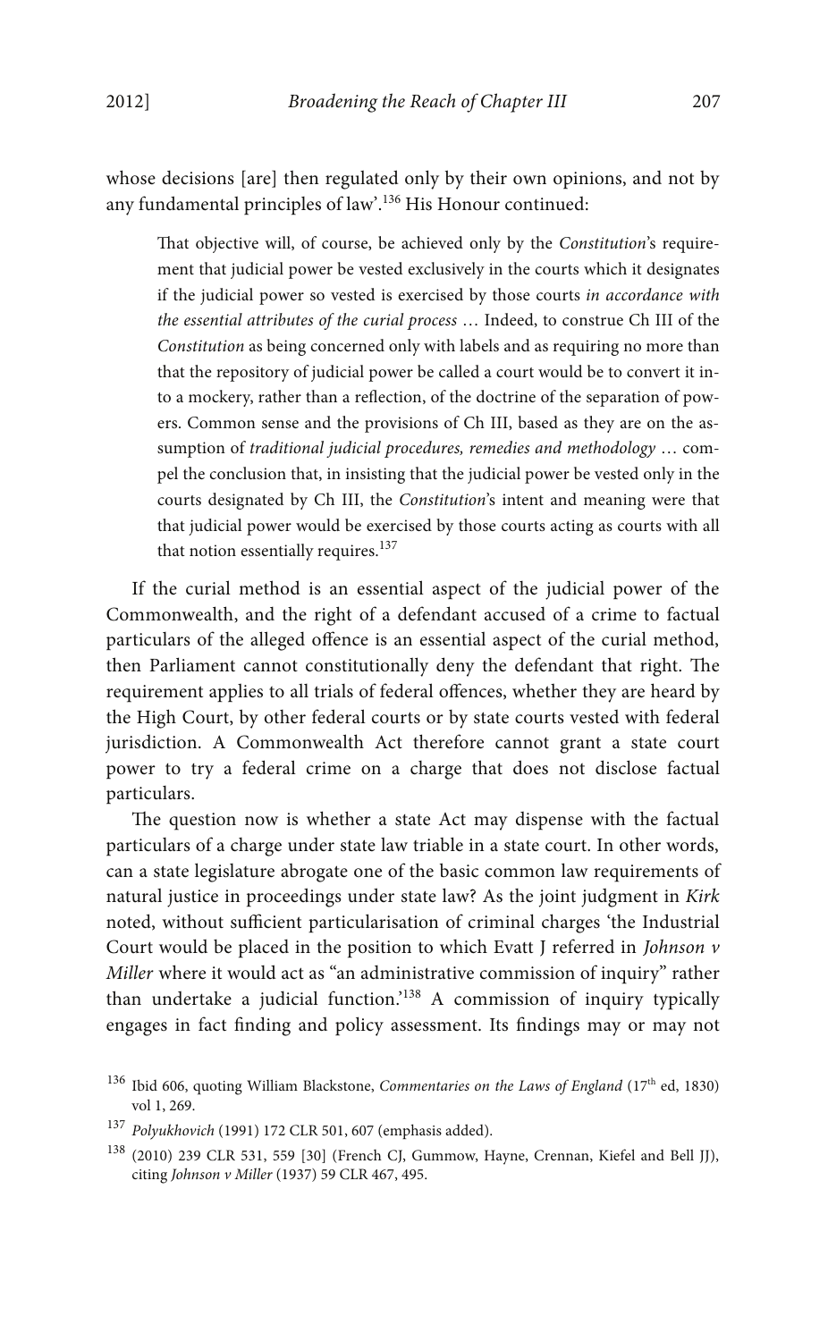whose decisions [are] then regulated only by their own opinions, and not by any fundamental principles of law'.[136] His Honour continued:

> That objective will, of course, be achieved only by the *Constitution*'s requirement that judicial power be vested exclusively in the courts which it designates if the judicial power so vested is exercised by those courts *in accordance with the essential attributes of the curial process* … Indeed, to construe Ch III of the *Constitution* as being concerned only with labels and as requiring no more than that the repository of judicial power be called a court would be to convert it into a mockery, rather than a reflection, of the doctrine of the separation of powers. Common sense and the provisions of Ch III, based as they are on the assumption of *traditional judicial procedures, remedies and methodology* … compel the conclusion that, in insisting that the judicial power be vested only in the courts designated by Ch III, the *Constitution*'s intent and meaning were that that judicial power would be exercised by those courts acting as courts with all that notion essentially requires.[137]

If the curial method is an essential aspect of the judicial power of the Commonwealth, and the right of a defendant accused of a crime to factual particulars of the alleged offence is an essential aspect of the curial method, then Parliament cannot constitutionally deny the defendant that right. The requirement applies to all trials of federal offences, whether they are heard by the High Court, by other federal courts or by state courts vested with federal jurisdiction. A Commonwealth Act therefore cannot grant a state court power to try a federal crime on a charge that does not disclose factual particulars.

The question now is whether a state Act may dispense with the factual particulars of a charge under state law triable in a state court. In other words, can a state legislature abrogate one of the basic common law requirements of natural justice in proceedings under state law? As the joint judgment in *Kirk* noted, without sufficient particularisation of criminal charges 'the Industrial Court would be placed in the position to which Evatt J referred in *Johnson v Miller* where it would act as "an administrative commission of inquiry" rather than undertake a judicial function.'[138] A commission of inquiry typically engages in fact finding and policy assessment. Its findings may or may not

---

[136] Ibid 606, quoting William Blackstone, *Commentaries on the Laws of England* (17th ed, 1830) vol 1, 269.

[137] *Polyukhovich* (1991) 172 CLR 501, 607 (emphasis added).

[138] (2010) 239 CLR 531, 559 [30] (French CJ, Gummow, Hayne, Crennan, Kiefel and Bell JJ), citing *Johnson v Miller* (1937) 59 CLR 467, 495.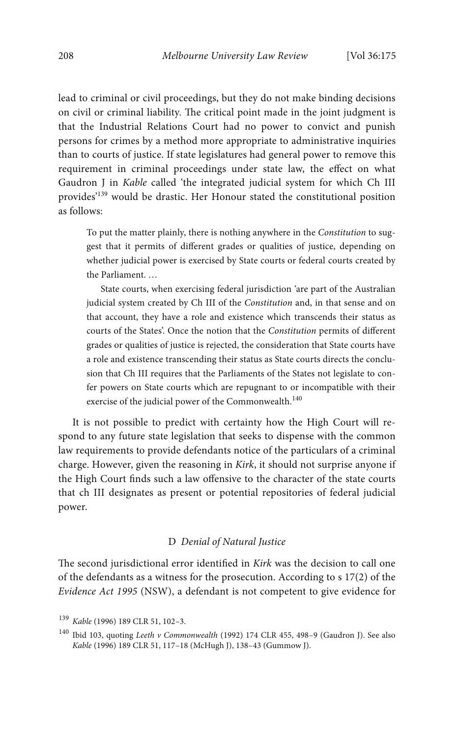lead to criminal or civil proceedings, but they do not make binding decisions on civil or criminal liability. The critical point made in the joint judgment is that the Industrial Relations Court had no power to convict and punish persons for crimes by a method more appropriate to administrative inquiries than to courts of justice. If state legislatures had general power to remove this requirement in criminal proceedings under state law, the effect on what Gaudron J in *Kable* called 'the integrated judicial system for which Ch III provides'[139] would be drastic. Her Honour stated the constitutional position as follows:

> To put the matter plainly, there is nothing anywhere in the *Constitution* to suggest that it permits of different grades or qualities of justice, depending on whether judicial power is exercised by State courts or federal courts created by the Parliament. …
>
> State courts, when exercising federal jurisdiction 'are part of the Australian judicial system created by Ch III of the *Constitution* and, in that sense and on that account, they have a role and existence which transcends their status as courts of the States'. Once the notion that the *Constitution* permits of different grades or qualities of justice is rejected, the consideration that State courts have a role and existence transcending their status as State courts directs the conclusion that Ch III requires that the Parliaments of the States not legislate to confer powers on State courts which are repugnant to or incompatible with their exercise of the judicial power of the Commonwealth.[140]

It is not possible to predict with certainty how the High Court will respond to any future state legislation that seeks to dispense with the common law requirements to provide defendants notice of the particulars of a criminal charge. However, given the reasoning in *Kirk*, it should not surprise anyone if the High Court finds such a law offensive to the character of the state courts that ch III designates as present or potential repositories of federal judicial power.

### D *Denial of Natural Justice*

The second jurisdictional error identified in *Kirk* was the decision to call one of the defendants as a witness for the prosecution. According to s 17(2) of the *Evidence Act 1995* (NSW), a defendant is not competent to give evidence for

[139] *Kable* (1996) 189 CLR 51, 102–3.

[140] Ibid 103, quoting *Leeth v Commonwealth* (1992) 174 CLR 455, 498–9 (Gaudron J). See also *Kable* (1996) 189 CLR 51, 117–18 (McHugh J), 138–43 (Gummow J).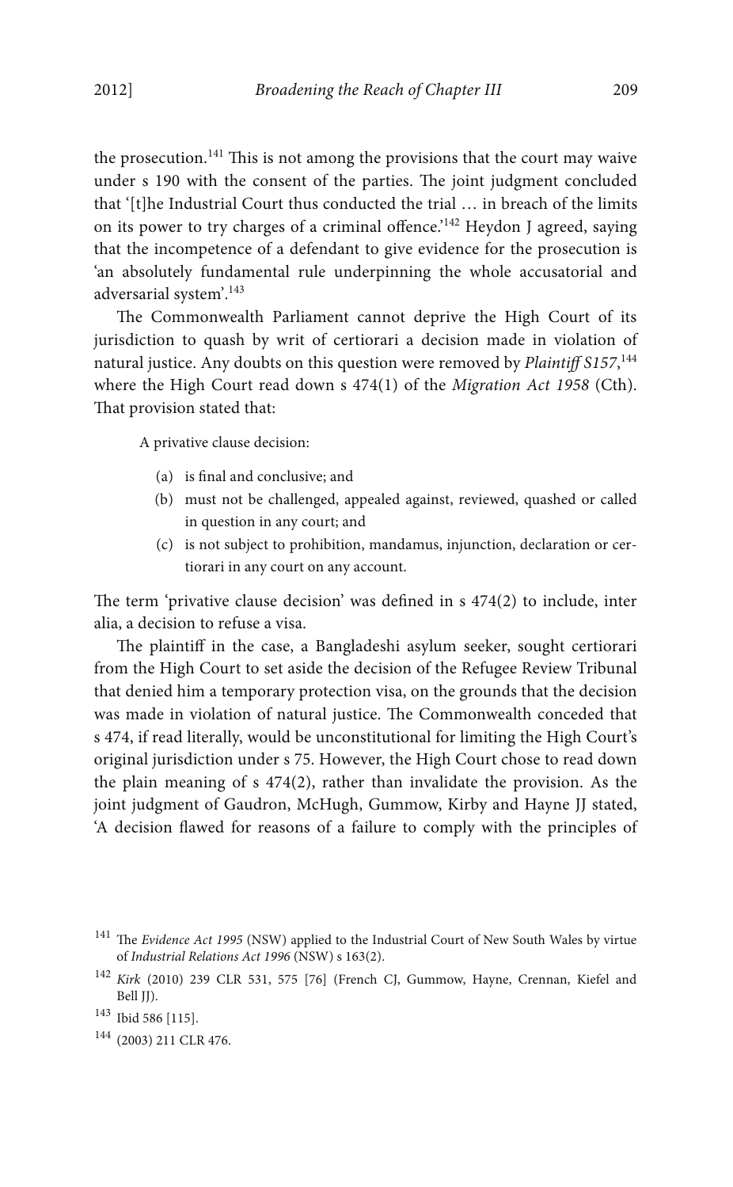the prosecution.[141] This is not among the provisions that the court may waive under s 190 with the consent of the parties. The joint judgment concluded that '[t]he Industrial Court thus conducted the trial … in breach of the limits on its power to try charges of a criminal offence.'[142] Heydon J agreed, saying that the incompetence of a defendant to give evidence for the prosecution is 'an absolutely fundamental rule underpinning the whole accusatorial and adversarial system'.[143]

The Commonwealth Parliament cannot deprive the High Court of its jurisdiction to quash by writ of certiorari a decision made in violation of natural justice. Any doubts on this question were removed by *Plaintiff S157*,[144] where the High Court read down s 474(1) of the *Migration Act 1958* (Cth). That provision stated that:

> A privative clause decision:
>
> (a) is final and conclusive; and
>
> (b) must not be challenged, appealed against, reviewed, quashed or called in question in any court; and
>
> (c) is not subject to prohibition, mandamus, injunction, declaration or certiorari in any court on any account.

The term 'privative clause decision' was defined in s 474(2) to include, inter alia, a decision to refuse a visa.

The plaintiff in the case, a Bangladeshi asylum seeker, sought certiorari from the High Court to set aside the decision of the Refugee Review Tribunal that denied him a temporary protection visa, on the grounds that the decision was made in violation of natural justice. The Commonwealth conceded that s 474, if read literally, would be unconstitutional for limiting the High Court's original jurisdiction under s 75. However, the High Court chose to read down the plain meaning of s 474(2), rather than invalidate the provision. As the joint judgment of Gaudron, McHugh, Gummow, Kirby and Hayne JJ stated, 'A decision flawed for reasons of a failure to comply with the principles of

---

[141] The *Evidence Act 1995* (NSW) applied to the Industrial Court of New South Wales by virtue of *Industrial Relations Act 1996* (NSW) s 163(2).

[142] *Kirk* (2010) 239 CLR 531, 575 [76] (French CJ, Gummow, Hayne, Crennan, Kiefel and Bell JJ).

[143] Ibid 586 [115].

[144] (2003) 211 CLR 476.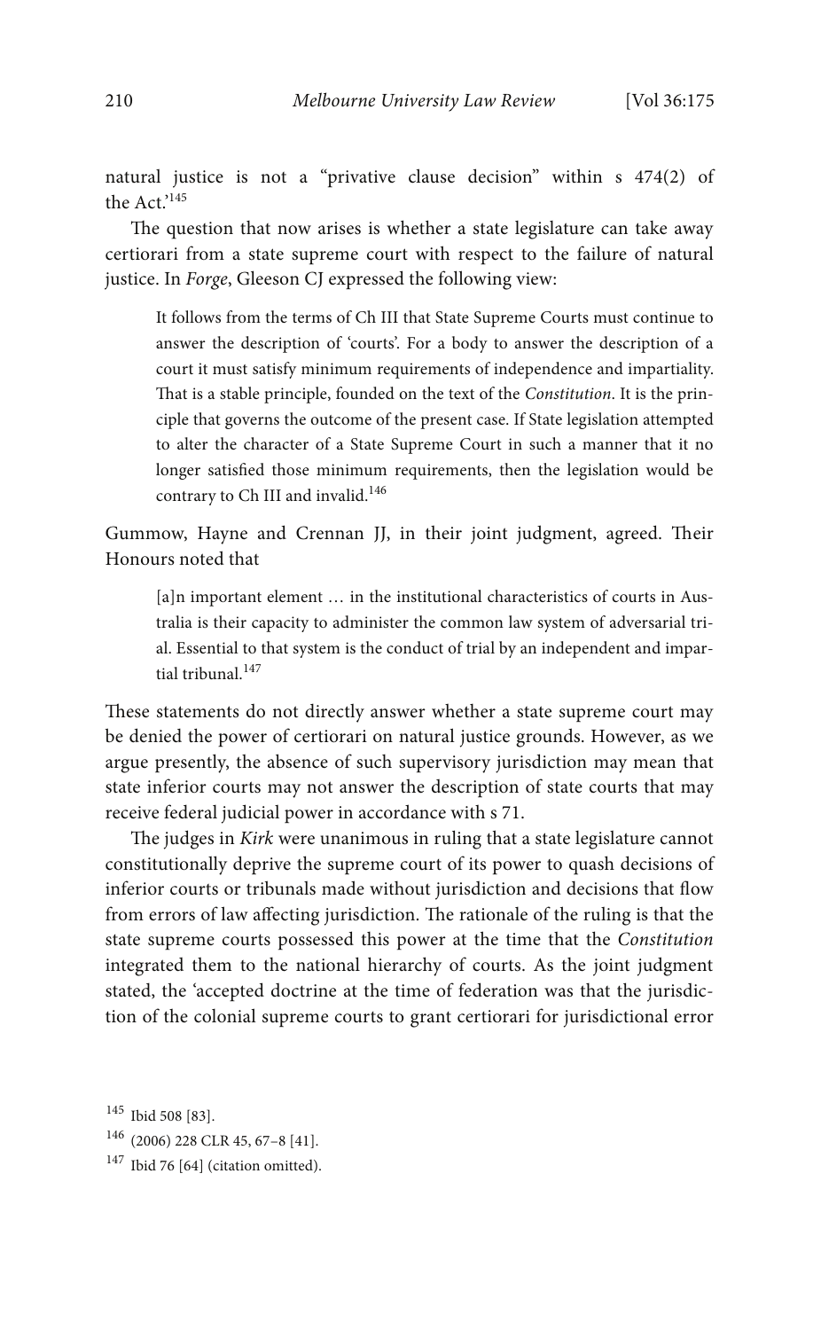natural justice is not a "privative clause decision" within s 474(2) of the Act.'[145]

The question that now arises is whether a state legislature can take away certiorari from a state supreme court with respect to the failure of natural justice. In *Forge*, Gleeson CJ expressed the following view:

> It follows from the terms of Ch III that State Supreme Courts must continue to answer the description of 'courts'. For a body to answer the description of a court it must satisfy minimum requirements of independence and impartiality. That is a stable principle, founded on the text of the *Constitution*. It is the principle that governs the outcome of the present case. If State legislation attempted to alter the character of a State Supreme Court in such a manner that it no longer satisfied those minimum requirements, then the legislation would be contrary to Ch III and invalid.[146]

Gummow, Hayne and Crennan JJ, in their joint judgment, agreed. Their Honours noted that

> [a]n important element … in the institutional characteristics of courts in Australia is their capacity to administer the common law system of adversarial trial. Essential to that system is the conduct of trial by an independent and impartial tribunal.[147]

These statements do not directly answer whether a state supreme court may be denied the power of certiorari on natural justice grounds. However, as we argue presently, the absence of such supervisory jurisdiction may mean that state inferior courts may not answer the description of state courts that may receive federal judicial power in accordance with s 71.

The judges in *Kirk* were unanimous in ruling that a state legislature cannot constitutionally deprive the supreme court of its power to quash decisions of inferior courts or tribunals made without jurisdiction and decisions that flow from errors of law affecting jurisdiction. The rationale of the ruling is that the state supreme courts possessed this power at the time that the *Constitution* integrated them to the national hierarchy of courts. As the joint judgment stated, the 'accepted doctrine at the time of federation was that the jurisdiction of the colonial supreme courts to grant certiorari for jurisdictional error

---

[145] Ibid 508 [83].

[146] (2006) 228 CLR 45, 67–8 [41].

[147] Ibid 76 [64] (citation omitted).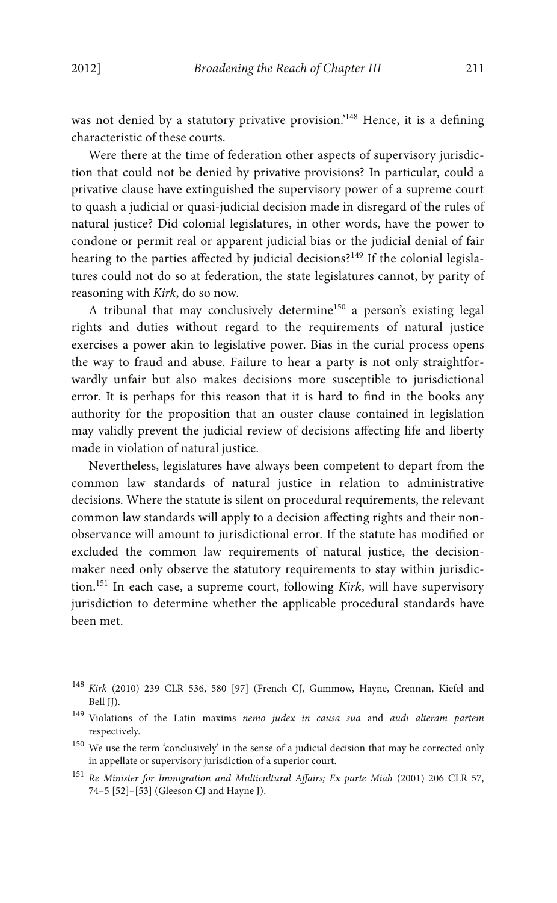was not denied by a statutory privative provision.'[148] Hence, it is a defining characteristic of these courts.

Were there at the time of federation other aspects of supervisory jurisdiction that could not be denied by privative provisions? In particular, could a privative clause have extinguished the supervisory power of a supreme court to quash a judicial or quasi-judicial decision made in disregard of the rules of natural justice? Did colonial legislatures, in other words, have the power to condone or permit real or apparent judicial bias or the judicial denial of fair hearing to the parties affected by judicial decisions?[149] If the colonial legislatures could not do so at federation, the state legislatures cannot, by parity of reasoning with *Kirk*, do so now.

A tribunal that may conclusively determine[150] a person's existing legal rights and duties without regard to the requirements of natural justice exercises a power akin to legislative power. Bias in the curial process opens the way to fraud and abuse. Failure to hear a party is not only straightforwardly unfair but also makes decisions more susceptible to jurisdictional error. It is perhaps for this reason that it is hard to find in the books any authority for the proposition that an ouster clause contained in legislation may validly prevent the judicial review of decisions affecting life and liberty made in violation of natural justice.

Nevertheless, legislatures have always been competent to depart from the common law standards of natural justice in relation to administrative decisions. Where the statute is silent on procedural requirements, the relevant common law standards will apply to a decision affecting rights and their non-observance will amount to jurisdictional error. If the statute has modified or excluded the common law requirements of natural justice, the decision-maker need only observe the statutory requirements to stay within jurisdiction.[151] In each case, a supreme court, following *Kirk*, will have supervisory jurisdiction to determine whether the applicable procedural standards have been met.

---

[148] *Kirk* (2010) 239 CLR 536, 580 [97] (French CJ, Gummow, Hayne, Crennan, Kiefel and Bell JJ).

[149] Violations of the Latin maxims *nemo judex in causa sua* and *audi alteram partem* respectively.

[150] We use the term 'conclusively' in the sense of a judicial decision that may be corrected only in appellate or supervisory jurisdiction of a superior court.

[151] *Re Minister for Immigration and Multicultural Affairs; Ex parte Miah* (2001) 206 CLR 57, 74–5 [52]–[53] (Gleeson CJ and Hayne J).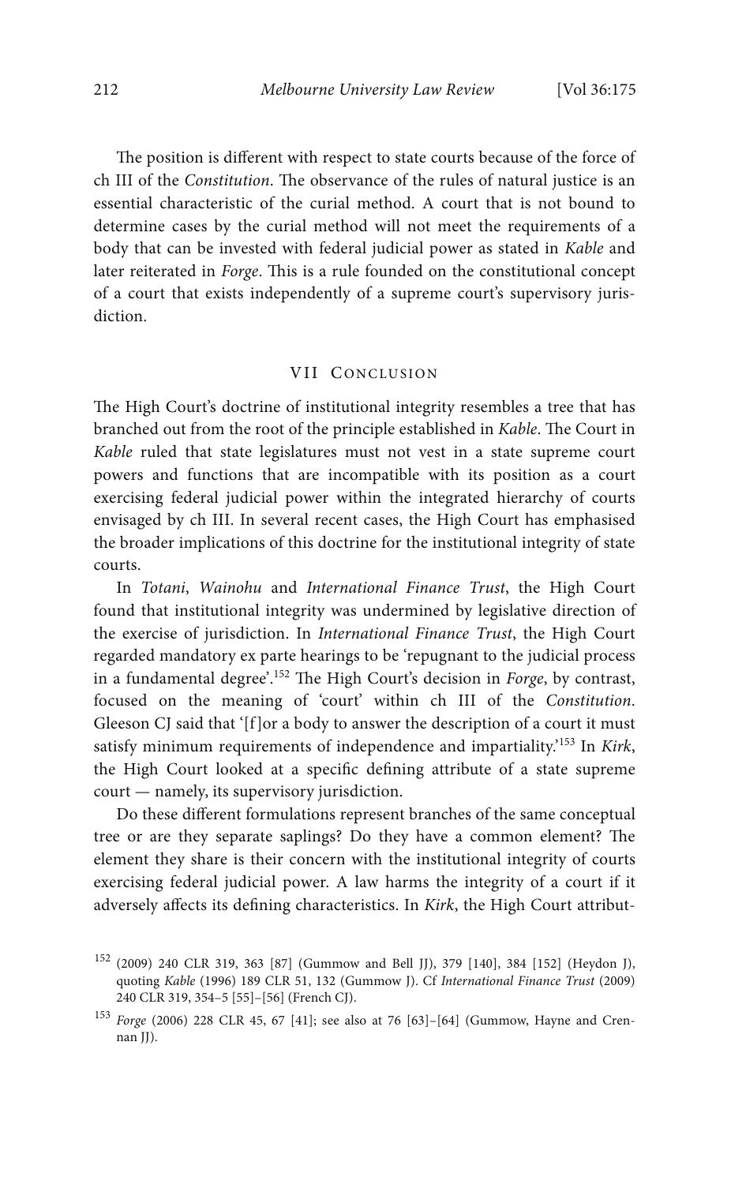The position is different with respect to state courts because of the force of ch III of the *Constitution*. The observance of the rules of natural justice is an essential characteristic of the curial method. A court that is not bound to determine cases by the curial method will not meet the requirements of a body that can be invested with federal judicial power as stated in *Kable* and later reiterated in *Forge*. This is a rule founded on the constitutional concept of a court that exists independently of a supreme court's supervisory jurisdiction.

## VII Conclusion

The High Court's doctrine of institutional integrity resembles a tree that has branched out from the root of the principle established in *Kable*. The Court in *Kable* ruled that state legislatures must not vest in a state supreme court powers and functions that are incompatible with its position as a court exercising federal judicial power within the integrated hierarchy of courts envisaged by ch III. In several recent cases, the High Court has emphasised the broader implications of this doctrine for the institutional integrity of state courts.

In *Totani*, *Wainohu* and *International Finance Trust*, the High Court found that institutional integrity was undermined by legislative direction of the exercise of jurisdiction. In *International Finance Trust*, the High Court regarded mandatory ex parte hearings to be 'repugnant to the judicial process in a fundamental degree'.[152] The High Court's decision in *Forge*, by contrast, focused on the meaning of 'court' within ch III of the *Constitution*. Gleeson CJ said that '[f]or a body to answer the description of a court it must satisfy minimum requirements of independence and impartiality.'[153] In *Kirk*, the High Court looked at a specific defining attribute of a state supreme court — namely, its supervisory jurisdiction.

Do these different formulations represent branches of the same conceptual tree or are they separate saplings? Do they have a common element? The element they share is their concern with the institutional integrity of courts exercising federal judicial power. A law harms the integrity of a court if it adversely affects its defining characteristics. In *Kirk*, the High Court attribut-

---

[152] (2009) 240 CLR 319, 363 [87] (Gummow and Bell JJ), 379 [140], 384 [152] (Heydon J), quoting *Kable* (1996) 189 CLR 51, 132 (Gummow J). Cf *International Finance Trust* (2009) 240 CLR 319, 354–5 [55]–[56] (French CJ).

[153] *Forge* (2006) 228 CLR 45, 67 [41]; see also at 76 [63]–[64] (Gummow, Hayne and Crennan JJ).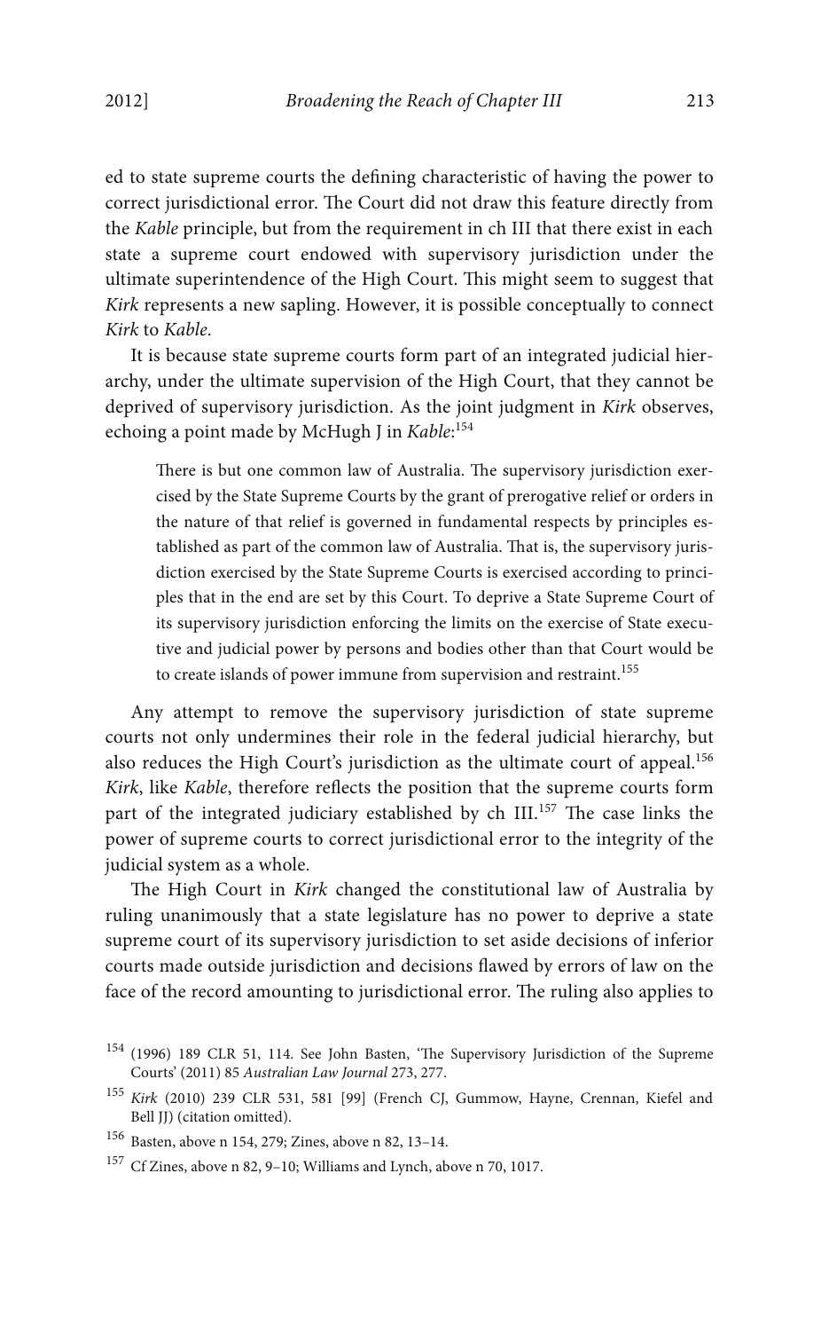ed to state supreme courts the defining characteristic of having the power to correct jurisdictional error. The Court did not draw this feature directly from the *Kable* principle, but from the requirement in ch III that there exist in each state a supreme court endowed with supervisory jurisdiction under the ultimate superintendence of the High Court. This might seem to suggest that *Kirk* represents a new sapling. However, it is possible conceptually to connect *Kirk* to *Kable*.

It is because state supreme courts form part of an integrated judicial hierarchy, under the ultimate supervision of the High Court, that they cannot be deprived of supervisory jurisdiction. As the joint judgment in *Kirk* observes, echoing a point made by McHugh J in *Kable*:[154]

> There is but one common law of Australia. The supervisory jurisdiction exercised by the State Supreme Courts by the grant of prerogative relief or orders in the nature of that relief is governed in fundamental respects by principles established as part of the common law of Australia. That is, the supervisory jurisdiction exercised by the State Supreme Courts is exercised according to principles that in the end are set by this Court. To deprive a State Supreme Court of its supervisory jurisdiction enforcing the limits on the exercise of State executive and judicial power by persons and bodies other than that Court would be to create islands of power immune from supervision and restraint.[155]

Any attempt to remove the supervisory jurisdiction of state supreme courts not only undermines their role in the federal judicial hierarchy, but also reduces the High Court's jurisdiction as the ultimate court of appeal.[156] *Kirk*, like *Kable*, therefore reflects the position that the supreme courts form part of the integrated judiciary established by ch III.[157] The case links the power of supreme courts to correct jurisdictional error to the integrity of the judicial system as a whole.

The High Court in *Kirk* changed the constitutional law of Australia by ruling unanimously that a state legislature has no power to deprive a state supreme court of its supervisory jurisdiction to set aside decisions of inferior courts made outside jurisdiction and decisions flawed by errors of law on the face of the record amounting to jurisdictional error. The ruling also applies to

---

[154] (1996) 189 CLR 51, 114. See John Basten, 'The Supervisory Jurisdiction of the Supreme Courts' (2011) 85 *Australian Law Journal* 273, 277.

[155] *Kirk* (2010) 239 CLR 531, 581 [99] (French CJ, Gummow, Hayne, Crennan, Kiefel and Bell JJ) (citation omitted).

[156] Basten, above n 154, 279; Zines, above n 82, 13–14.

[157] Cf Zines, above n 82, 9–10; Williams and Lynch, above n 70, 1017.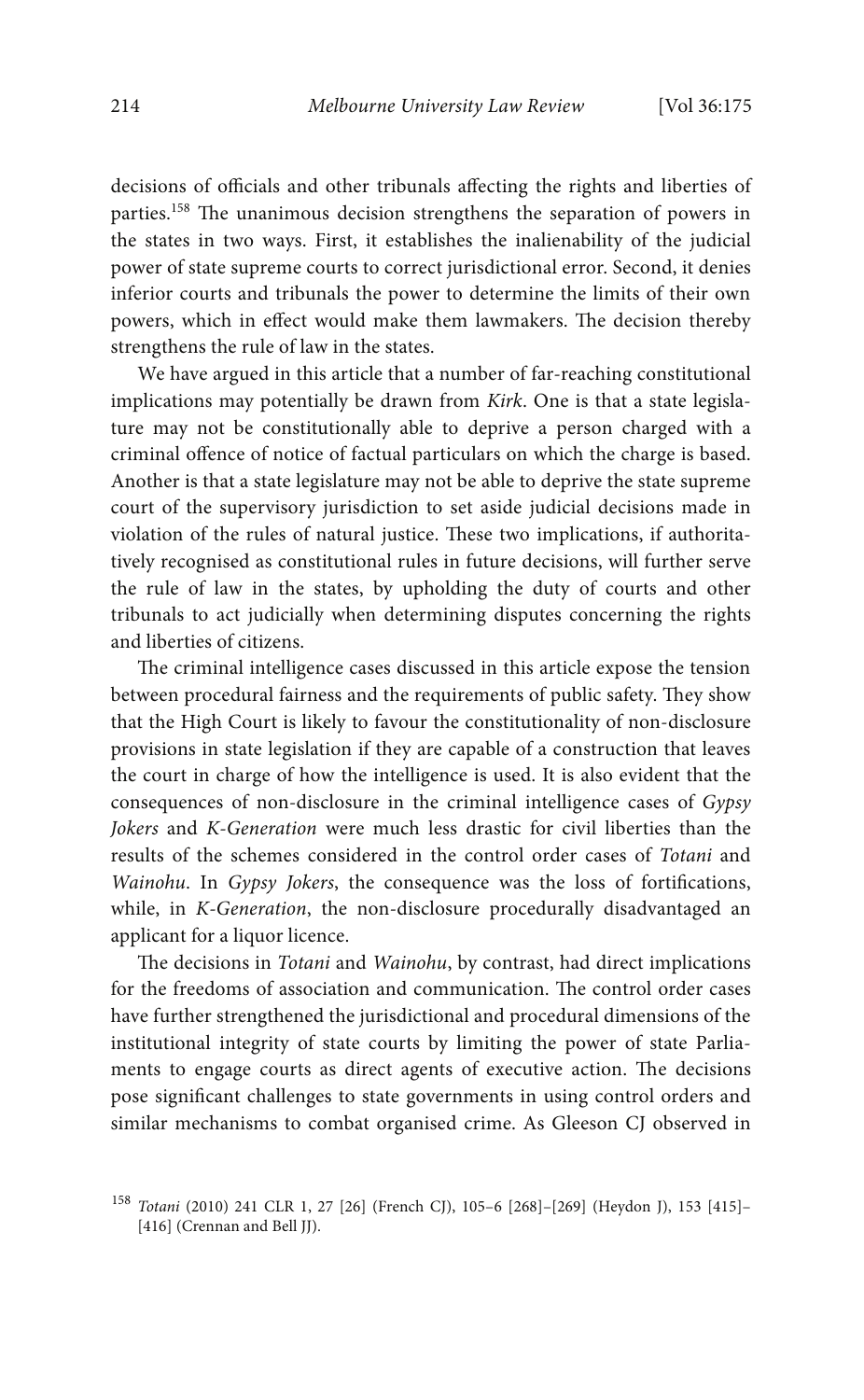decisions of officials and other tribunals affecting the rights and liberties of parties.[158] The unanimous decision strengthens the separation of powers in the states in two ways. First, it establishes the inalienability of the judicial power of state supreme courts to correct jurisdictional error. Second, it denies inferior courts and tribunals the power to determine the limits of their own powers, which in effect would make them lawmakers. The decision thereby strengthens the rule of law in the states.

We have argued in this article that a number of far-reaching constitutional implications may potentially be drawn from *Kirk*. One is that a state legislature may not be constitutionally able to deprive a person charged with a criminal offence of notice of factual particulars on which the charge is based. Another is that a state legislature may not be able to deprive the state supreme court of the supervisory jurisdiction to set aside judicial decisions made in violation of the rules of natural justice. These two implications, if authoritatively recognised as constitutional rules in future decisions, will further serve the rule of law in the states, by upholding the duty of courts and other tribunals to act judicially when determining disputes concerning the rights and liberties of citizens.

The criminal intelligence cases discussed in this article expose the tension between procedural fairness and the requirements of public safety. They show that the High Court is likely to favour the constitutionality of non-disclosure provisions in state legislation if they are capable of a construction that leaves the court in charge of how the intelligence is used. It is also evident that the consequences of non-disclosure in the criminal intelligence cases of *Gypsy Jokers* and *K-Generation* were much less drastic for civil liberties than the results of the schemes considered in the control order cases of *Totani* and *Wainohu*. In *Gypsy Jokers*, the consequence was the loss of fortifications, while, in *K-Generation*, the non-disclosure procedurally disadvantaged an applicant for a liquor licence.

The decisions in *Totani* and *Wainohu*, by contrast, had direct implications for the freedoms of association and communication. The control order cases have further strengthened the jurisdictional and procedural dimensions of the institutional integrity of state courts by limiting the power of state Parliaments to engage courts as direct agents of executive action. The decisions pose significant challenges to state governments in using control orders and similar mechanisms to combat organised crime. As Gleeson CJ observed in

[158] *Totani* (2010) 241 CLR 1, 27 [26] (French CJ), 105–6 [268]–[269] (Heydon J), 153 [415]–[416] (Crennan and Bell JJ).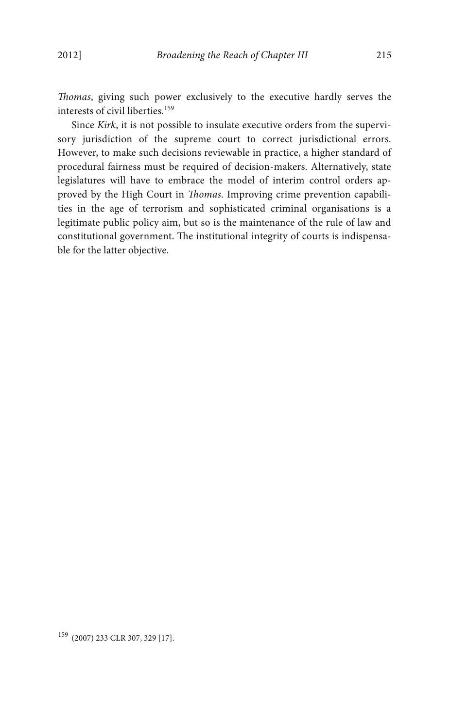*Thomas*, giving such power exclusively to the executive hardly serves the interests of civil liberties.[159]

Since *Kirk*, it is not possible to insulate executive orders from the supervisory jurisdiction of the supreme court to correct jurisdictional errors. However, to make such decisions reviewable in practice, a higher standard of procedural fairness must be required of decision-makers. Alternatively, state legislatures will have to embrace the model of interim control orders approved by the High Court in *Thomas*. Improving crime prevention capabilities in the age of terrorism and sophisticated criminal organisations is a legitimate public policy aim, but so is the maintenance of the rule of law and constitutional government. The institutional integrity of courts is indispensable for the latter objective.

[159] (2007) 233 CLR 307, 329 [17].